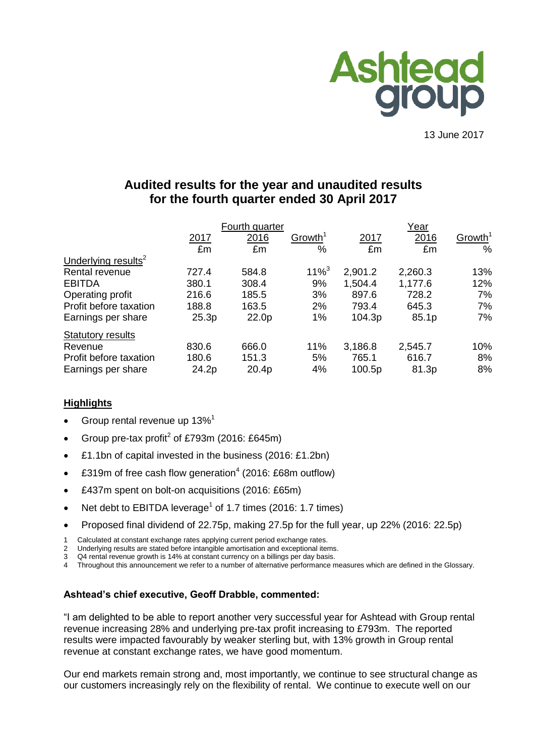Ashtead group

13 June 2017

# Audited results for the year and unaudited results for the fourth quarter ended 30 April 2017

| | Fourth quarter | | | Year | | |
|---|---|---|---|---|---|---|
| | 2017 | 2016 | Growth[1] | 2017 | 2016 | Growth[1] |
| | £m | £m | % | £m | £m | % |
| Underlying results[2] | | | | | | |
| Rental revenue | 727.4 | 584.8 | 11%[3] | 2,901.2 | 2,260.3 | 13% |
| EBITDA | 380.1 | 308.4 | 9% | 1,504.4 | 1,177.6 | 12% |
| Operating profit | 216.6 | 185.5 | 3% | 897.6 | 728.2 | 7% |
| Profit before taxation | 188.8 | 163.5 | 2% | 793.4 | 645.3 | 7% |
| Earnings per share | 25.3p | 22.0p | 1% | 104.3p | 85.1p | 7% |
| Statutory results | | | | | | |
| Revenue | 830.6 | 666.0 | 11% | 3,186.8 | 2,545.7 | 10% |
| Profit before taxation | 180.6 | 151.3 | 5% | 765.1 | 616.7 | 8% |
| Earnings per share | 24.2p | 20.4p | 4% | 100.5p | 81.3p | 8% |

## Highlights

- Group rental revenue up 13%[1]
- Group pre-tax profit[2] of £793m (2016: £645m)
- £1.1bn of capital invested in the business (2016: £1.2bn)
- £319m of free cash flow generation[4] (2016: £68m outflow)
- £437m spent on bolt-on acquisitions (2016: £65m)
- Net debt to EBITDA leverage[1] of 1.7 times (2016: 1.7 times)
- Proposed final dividend of 22.75p, making 27.5p for the full year, up 22% (2016: 22.5p)

1 Calculated at constant exchange rates applying current period exchange rates.
2 Underlying results are stated before intangible amortisation and exceptional items.
3 Q4 rental revenue growth is 14% at constant currency on a billings per day basis.
4 Throughout this announcement we refer to a number of alternative performance measures which are defined in the Glossary.

**Ashtead's chief executive, Geoff Drabble, commented:**

"I am delighted to be able to report another very successful year for Ashtead with Group rental revenue increasing 28% and underlying pre-tax profit increasing to £793m. The reported results were impacted favourably by weaker sterling but, with 13% growth in Group rental revenue at constant exchange rates, we have good momentum.

Our end markets remain strong and, most importantly, we continue to see structural change as our customers increasingly rely on the flexibility of rental. We continue to execute well on our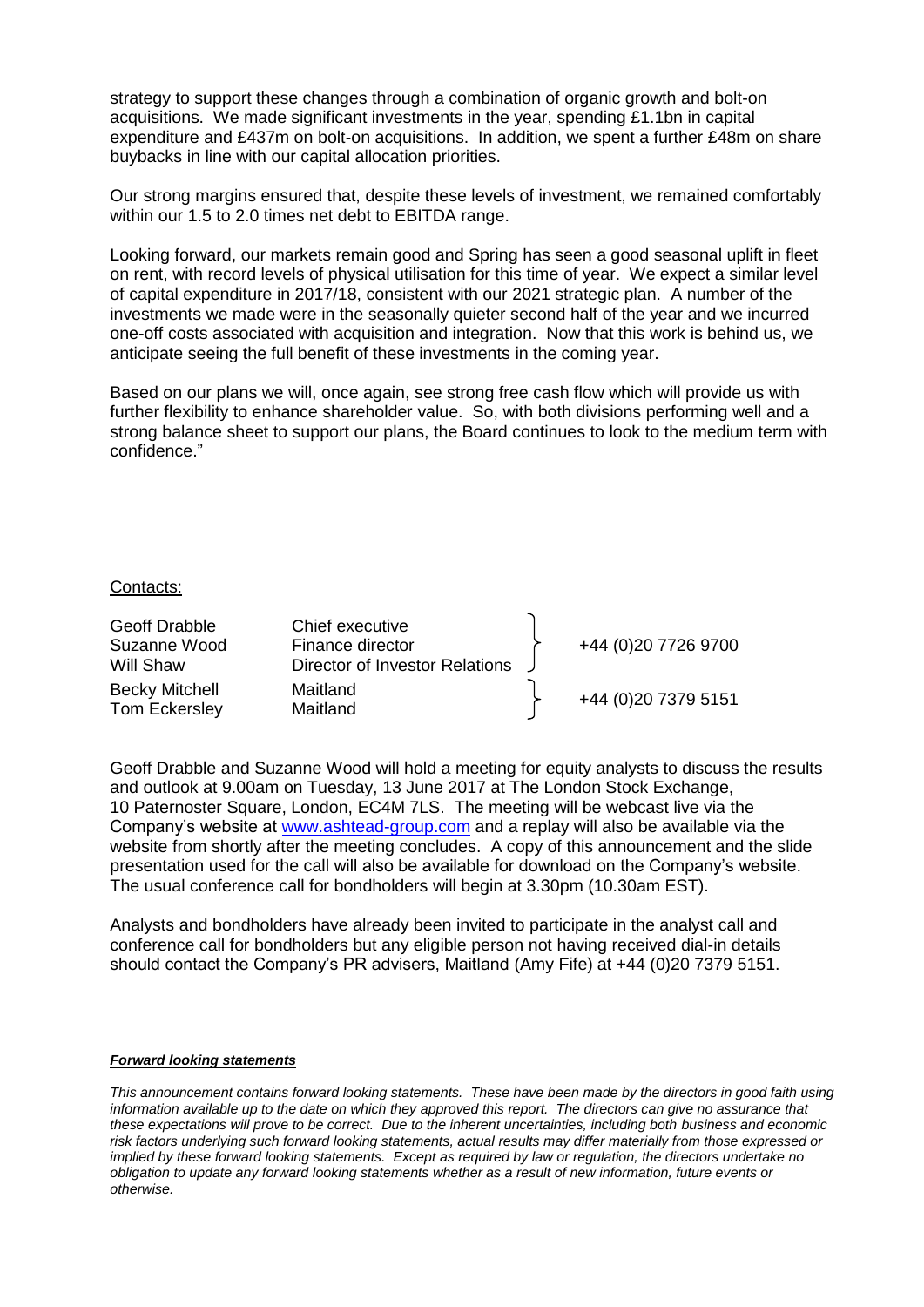strategy to support these changes through a combination of organic growth and bolt-on acquisitions. We made significant investments in the year, spending £1.1bn in capital expenditure and £437m on bolt-on acquisitions. In addition, we spent a further £48m on share buybacks in line with our capital allocation priorities.

Our strong margins ensured that, despite these levels of investment, we remained comfortably within our 1.5 to 2.0 times net debt to EBITDA range.

Looking forward, our markets remain good and Spring has seen a good seasonal uplift in fleet on rent, with record levels of physical utilisation for this time of year. We expect a similar level of capital expenditure in 2017/18, consistent with our 2021 strategic plan. A number of the investments we made were in the seasonally quieter second half of the year and we incurred one-off costs associated with acquisition and integration. Now that this work is behind us, we anticipate seeing the full benefit of these investments in the coming year.

Based on our plans we will, once again, see strong free cash flow which will provide us with further flexibility to enhance shareholder value. So, with both divisions performing well and a strong balance sheet to support our plans, the Board continues to look to the medium term with confidence."

Contacts:

| | | |
|---|---|---|
| Geoff Drabble | Chief executive | +44 (0)20 7726 9700 |
| Suzanne Wood | Finance director | |
| Will Shaw | Director of Investor Relations | |
| Becky Mitchell | Maitland | +44 (0)20 7379 5151 |
| Tom Eckersley | Maitland | |

Geoff Drabble and Suzanne Wood will hold a meeting for equity analysts to discuss the results and outlook at 9.00am on Tuesday, 13 June 2017 at The London Stock Exchange, 10 Paternoster Square, London, EC4M 7LS. The meeting will be webcast live via the Company's website at www.ashtead-group.com and a replay will also be available via the website from shortly after the meeting concludes. A copy of this announcement and the slide presentation used for the call will also be available for download on the Company's website. The usual conference call for bondholders will begin at 3.30pm (10.30am EST).

Analysts and bondholders have already been invited to participate in the analyst call and conference call for bondholders but any eligible person not having received dial-in details should contact the Company's PR advisers, Maitland (Amy Fife) at +44 (0)20 7379 5151.

***Forward looking statements***

*This announcement contains forward looking statements. These have been made by the directors in good faith using information available up to the date on which they approved this report. The directors can give no assurance that these expectations will prove to be correct. Due to the inherent uncertainties, including both business and economic risk factors underlying such forward looking statements, actual results may differ materially from those expressed or implied by these forward looking statements. Except as required by law or regulation, the directors undertake no obligation to update any forward looking statements whether as a result of new information, future events or otherwise.*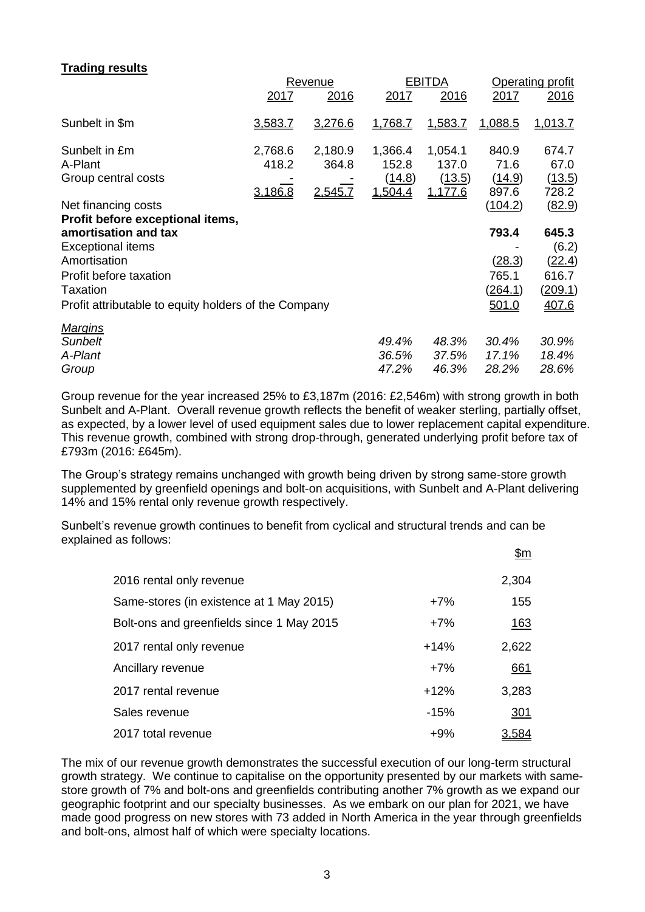**Trading results**

| | Revenue | | EBITDA | | Operating profit | |
|---|---|---|---|---|---|---|
| | 2017 | 2016 | 2017 | 2016 | 2017 | 2016 |
| Sunbelt in $m | 3,583.7 | 3,276.6 | 1,768.7 | 1,583.7 | 1,088.5 | 1,013.7 |
| Sunbelt in £m | 2,768.6 | 2,180.9 | 1,366.4 | 1,054.1 | 840.9 | 674.7 |
| A-Plant | 418.2 | 364.8 | 152.8 | 137.0 | 71.6 | 67.0 |
| Group central costs | - | - | (14.8) | (13.5) | (14.9) | (13.5) |
| | 3,186.8 | 2,545.7 | 1,504.4 | 1,177.6 | 897.6 | 728.2 |
| Net financing costs | | | | | (104.2) | (82.9) |
| **Profit before exceptional items, amortisation and tax** | | | | | **793.4** | **645.3** |
| Exceptional items | | | | | - | (6.2) |
| Amortisation | | | | | (28.3) | (22.4) |
| Profit before taxation | | | | | 765.1 | 616.7 |
| Taxation | | | | | (264.1) | (209.1) |
| Profit attributable to equity holders of the Company | | | | | 501.0 | 407.6 |
| *Margins* | | | | | | |
| *Sunbelt* | | | *49.4%* | *48.3%* | *30.4%* | *30.9%* |
| *A-Plant* | | | *36.5%* | *37.5%* | *17.1%* | *18.4%* |
| *Group* | | | *47.2%* | *46.3%* | *28.2%* | *28.6%* |

Group revenue for the year increased 25% to £3,187m (2016: £2,546m) with strong growth in both Sunbelt and A-Plant. Overall revenue growth reflects the benefit of weaker sterling, partially offset, as expected, by a lower level of used equipment sales due to lower replacement capital expenditure. This revenue growth, combined with strong drop-through, generated underlying profit before tax of £793m (2016: £645m).

The Group's strategy remains unchanged with growth being driven by strong same-store growth supplemented by greenfield openings and bolt-on acquisitions, with Sunbelt and A-Plant delivering 14% and 15% rental only revenue growth respectively.

Sunbelt's revenue growth continues to benefit from cyclical and structural trends and can be explained as follows:

| | | $m |
|---|---|---|
| 2016 rental only revenue | | 2,304 |
| Same-stores (in existence at 1 May 2015) | +7% | 155 |
| Bolt-ons and greenfields since 1 May 2015 | +7% | 163 |
| 2017 rental only revenue | +14% | 2,622 |
| Ancillary revenue | +7% | 661 |
| 2017 rental revenue | +12% | 3,283 |
| Sales revenue | -15% | 301 |
| 2017 total revenue | +9% | 3,584 |

The mix of our revenue growth demonstrates the successful execution of our long-term structural growth strategy. We continue to capitalise on the opportunity presented by our markets with same-store growth of 7% and bolt-ons and greenfields contributing another 7% growth as we expand our geographic footprint and our specialty businesses. As we embark on our plan for 2021, we have made good progress on new stores with 73 added in North America in the year through greenfields and bolt-ons, almost half of which were specialty locations.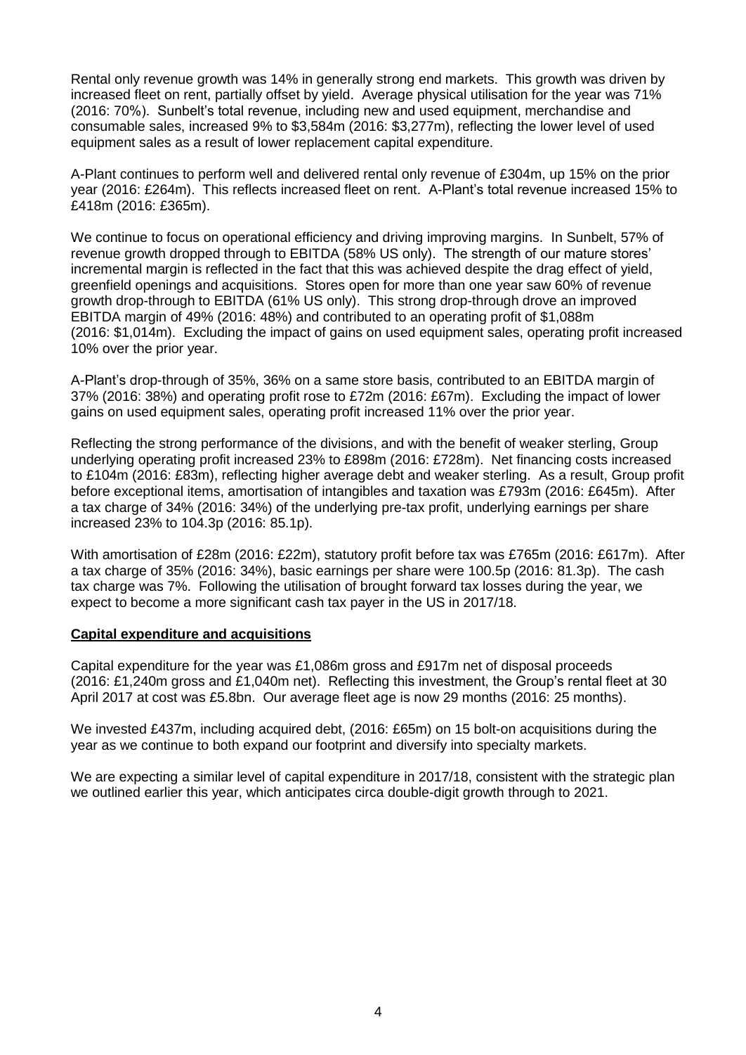Rental only revenue growth was 14% in generally strong end markets. This growth was driven by increased fleet on rent, partially offset by yield. Average physical utilisation for the year was 71% (2016: 70%). Sunbelt's total revenue, including new and used equipment, merchandise and consumable sales, increased 9% to $3,584m (2016: $3,277m), reflecting the lower level of used equipment sales as a result of lower replacement capital expenditure.

A-Plant continues to perform well and delivered rental only revenue of £304m, up 15% on the prior year (2016: £264m). This reflects increased fleet on rent. A-Plant's total revenue increased 15% to £418m (2016: £365m).

We continue to focus on operational efficiency and driving improving margins. In Sunbelt, 57% of revenue growth dropped through to EBITDA (58% US only). The strength of our mature stores' incremental margin is reflected in the fact that this was achieved despite the drag effect of yield, greenfield openings and acquisitions. Stores open for more than one year saw 60% of revenue growth drop-through to EBITDA (61% US only). This strong drop-through drove an improved EBITDA margin of 49% (2016: 48%) and contributed to an operating profit of $1,088m (2016: $1,014m). Excluding the impact of gains on used equipment sales, operating profit increased 10% over the prior year.

A-Plant's drop-through of 35%, 36% on a same store basis, contributed to an EBITDA margin of 37% (2016: 38%) and operating profit rose to £72m (2016: £67m). Excluding the impact of lower gains on used equipment sales, operating profit increased 11% over the prior year.

Reflecting the strong performance of the divisions, and with the benefit of weaker sterling, Group underlying operating profit increased 23% to £898m (2016: £728m). Net financing costs increased to £104m (2016: £83m), reflecting higher average debt and weaker sterling. As a result, Group profit before exceptional items, amortisation of intangibles and taxation was £793m (2016: £645m). After a tax charge of 34% (2016: 34%) of the underlying pre-tax profit, underlying earnings per share increased 23% to 104.3p (2016: 85.1p).

With amortisation of £28m (2016: £22m), statutory profit before tax was £765m (2016: £617m). After a tax charge of 35% (2016: 34%), basic earnings per share were 100.5p (2016: 81.3p). The cash tax charge was 7%. Following the utilisation of brought forward tax losses during the year, we expect to become a more significant cash tax payer in the US in 2017/18.

**Capital expenditure and acquisitions**

Capital expenditure for the year was £1,086m gross and £917m net of disposal proceeds (2016: £1,240m gross and £1,040m net). Reflecting this investment, the Group's rental fleet at 30 April 2017 at cost was £5.8bn. Our average fleet age is now 29 months (2016: 25 months).

We invested £437m, including acquired debt, (2016: £65m) on 15 bolt-on acquisitions during the year as we continue to both expand our footprint and diversify into specialty markets.

We are expecting a similar level of capital expenditure in 2017/18, consistent with the strategic plan we outlined earlier this year, which anticipates circa double-digit growth through to 2021.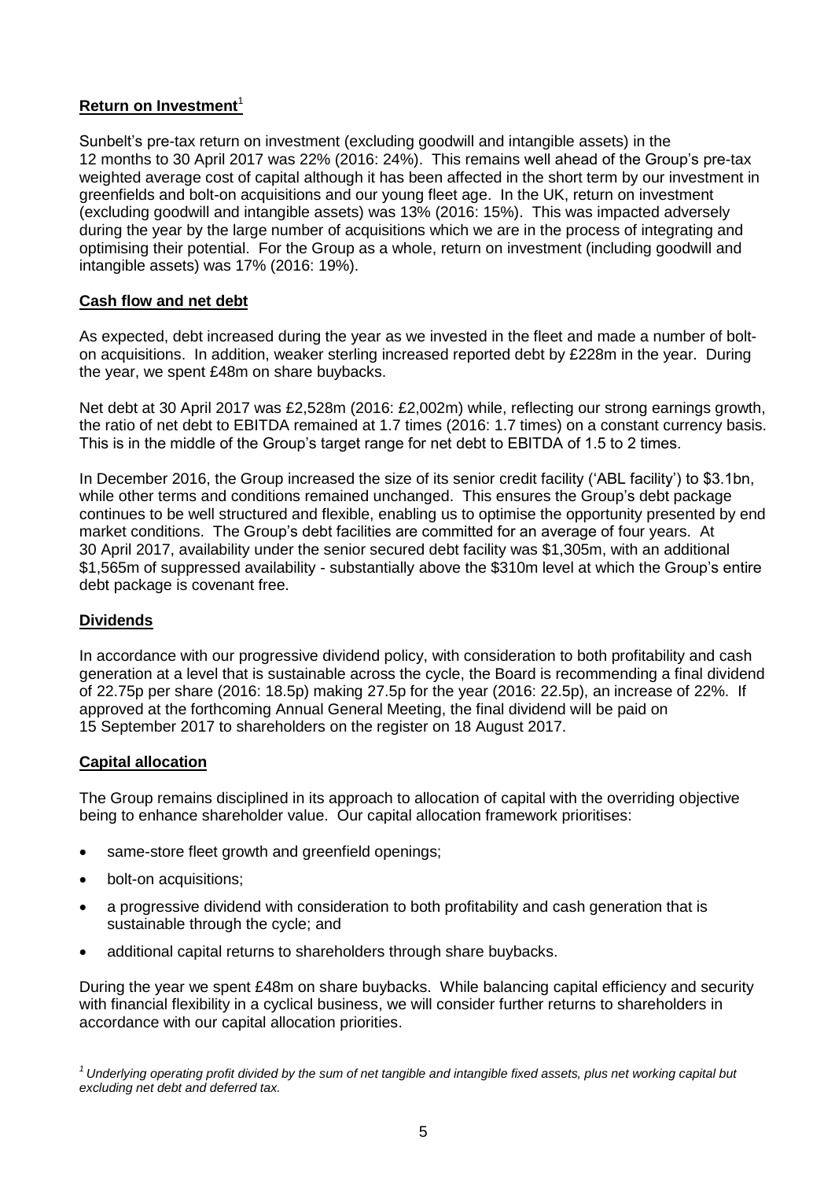## Return on Investment[1]

Sunbelt's pre-tax return on investment (excluding goodwill and intangible assets) in the 12 months to 30 April 2017 was 22% (2016: 24%). This remains well ahead of the Group's pre-tax weighted average cost of capital although it has been affected in the short term by our investment in greenfields and bolt-on acquisitions and our young fleet age. In the UK, return on investment (excluding goodwill and intangible assets) was 13% (2016: 15%). This was impacted adversely during the year by the large number of acquisitions which we are in the process of integrating and optimising their potential. For the Group as a whole, return on investment (including goodwill and intangible assets) was 17% (2016: 19%).

## Cash flow and net debt

As expected, debt increased during the year as we invested in the fleet and made a number of bolt-on acquisitions. In addition, weaker sterling increased reported debt by £228m in the year. During the year, we spent £48m on share buybacks.

Net debt at 30 April 2017 was £2,528m (2016: £2,002m) while, reflecting our strong earnings growth, the ratio of net debt to EBITDA remained at 1.7 times (2016: 1.7 times) on a constant currency basis. This is in the middle of the Group's target range for net debt to EBITDA of 1.5 to 2 times.

In December 2016, the Group increased the size of its senior credit facility ('ABL facility') to $3.1bn, while other terms and conditions remained unchanged. This ensures the Group's debt package continues to be well structured and flexible, enabling us to optimise the opportunity presented by end market conditions. The Group's debt facilities are committed for an average of four years. At 30 April 2017, availability under the senior secured debt facility was $1,305m, with an additional $1,565m of suppressed availability - substantially above the $310m level at which the Group's entire debt package is covenant free.

## Dividends

In accordance with our progressive dividend policy, with consideration to both profitability and cash generation at a level that is sustainable across the cycle, the Board is recommending a final dividend of 22.75p per share (2016: 18.5p) making 27.5p for the year (2016: 22.5p), an increase of 22%. If approved at the forthcoming Annual General Meeting, the final dividend will be paid on 15 September 2017 to shareholders on the register on 18 August 2017.

## Capital allocation

The Group remains disciplined in its approach to allocation of capital with the overriding objective being to enhance shareholder value. Our capital allocation framework prioritises:

- same-store fleet growth and greenfield openings;
- bolt-on acquisitions;
- a progressive dividend with consideration to both profitability and cash generation that is sustainable through the cycle; and
- additional capital returns to shareholders through share buybacks.

During the year we spent £48m on share buybacks. While balancing capital efficiency and security with financial flexibility in a cyclical business, we will consider further returns to shareholders in accordance with our capital allocation priorities.

*[1] Underlying operating profit divided by the sum of net tangible and intangible fixed assets, plus net working capital but excluding net debt and deferred tax.*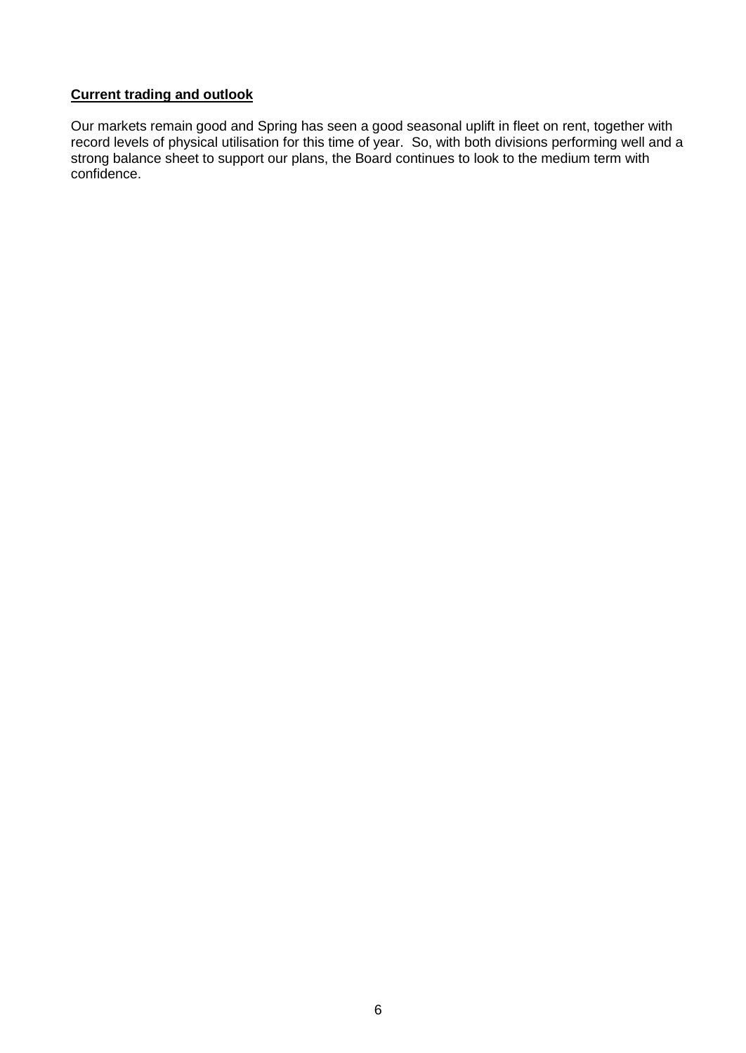**Current trading and outlook**

Our markets remain good and Spring has seen a good seasonal uplift in fleet on rent, together with record levels of physical utilisation for this time of year. So, with both divisions performing well and a strong balance sheet to support our plans, the Board continues to look to the medium term with confidence.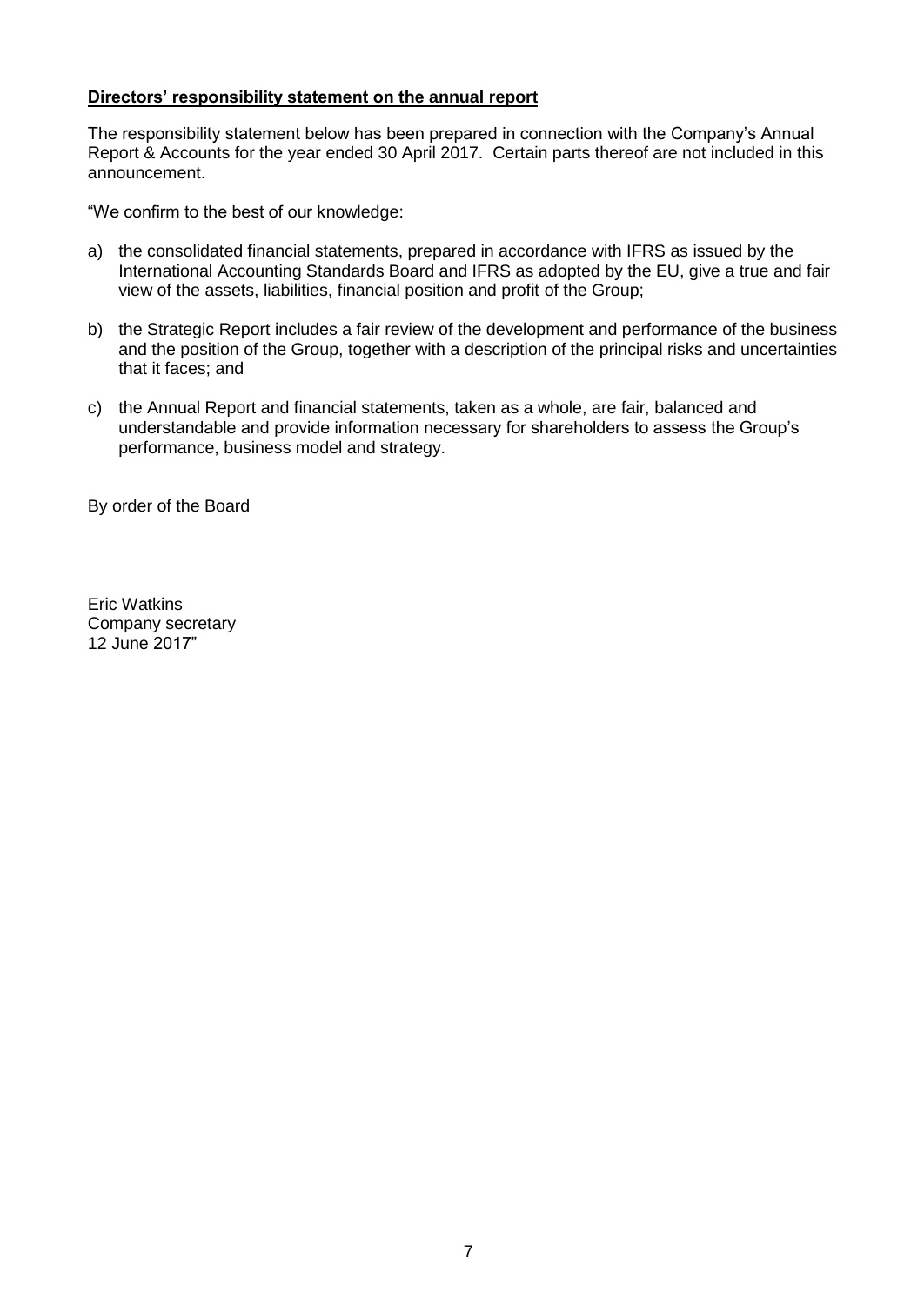**Directors' responsibility statement on the annual report**

The responsibility statement below has been prepared in connection with the Company's Annual Report & Accounts for the year ended 30 April 2017. Certain parts thereof are not included in this announcement.

"We confirm to the best of our knowledge:

a) the consolidated financial statements, prepared in accordance with IFRS as issued by the International Accounting Standards Board and IFRS as adopted by the EU, give a true and fair view of the assets, liabilities, financial position and profit of the Group;

b) the Strategic Report includes a fair review of the development and performance of the business and the position of the Group, together with a description of the principal risks and uncertainties that it faces; and

c) the Annual Report and financial statements, taken as a whole, are fair, balanced and understandable and provide information necessary for shareholders to assess the Group's performance, business model and strategy.

By order of the Board

Eric Watkins  
Company secretary  
12 June 2017"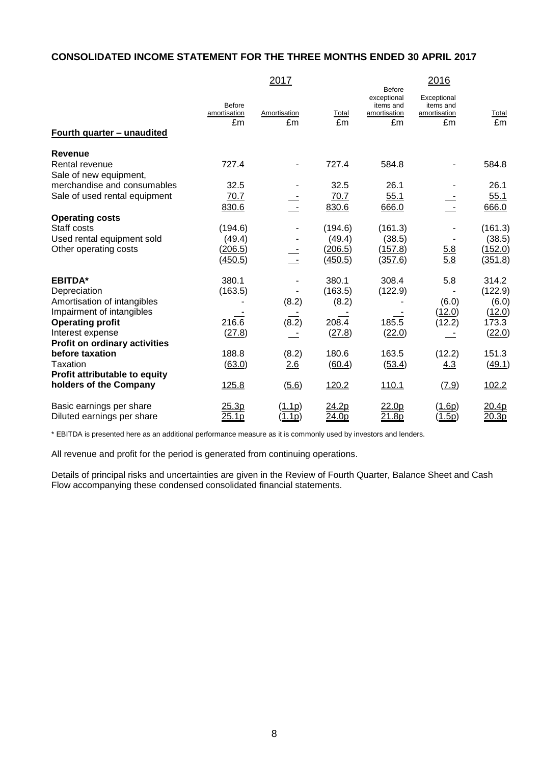## CONSOLIDATED INCOME STATEMENT FOR THE THREE MONTHS ENDED 30 APRIL 2017

| | 2017 | | | 2016 | | |
|---|---|---|---|---|---|---|
| | Before amortisation | Amortisation | Total | Before exceptional items and amortisation | Exceptional items and amortisation | Total |
| | £m | £m | £m | £m | £m | £m |
| **Fourth quarter – unaudited** | | | | | | |
| **Revenue** | | | | | | |
| Rental revenue | 727.4 | - | 727.4 | 584.8 | - | 584.8 |
| Sale of new equipment, merchandise and consumables | 32.5 | - | 32.5 | 26.1 | - | 26.1 |
| Sale of used rental equipment | 70.7 | - | 70.7 | 55.1 | - | 55.1 |
| | 830.6 | - | 830.6 | 666.0 | - | 666.0 |
| **Operating costs** | | | | | | |
| Staff costs | (194.6) | - | (194.6) | (161.3) | - | (161.3) |
| Used rental equipment sold | (49.4) | - | (49.4) | (38.5) | - | (38.5) |
| Other operating costs | (206.5) | - | (206.5) | (157.8) | 5.8 | (152.0) |
| | (450.5) | - | (450.5) | (357.6) | 5.8 | (351.8) |
| **EBITDA*** | 380.1 | - | 380.1 | 308.4 | 5.8 | 314.2 |
| Depreciation | (163.5) | - | (163.5) | (122.9) | - | (122.9) |
| Amortisation of intangibles | - | (8.2) | (8.2) | - | (6.0) | (6.0) |
| Impairment of intangibles | - | - | - | - | (12.0) | (12.0) |
| **Operating profit** | 216.6 | (8.2) | 208.4 | 185.5 | (12.2) | 173.3 |
| Interest expense | (27.8) | - | (27.8) | (22.0) | - | (22.0) |
| **Profit on ordinary activities before taxation** | 188.8 | (8.2) | 180.6 | 163.5 | (12.2) | 151.3 |
| Taxation | (63.0) | 2.6 | (60.4) | (53.4) | 4.3 | (49.1) |
| **Profit attributable to equity holders of the Company** | 125.8 | (5.6) | 120.2 | 110.1 | (7.9) | 102.2 |
| Basic earnings per share | 25.3p | (1.1p) | 24.2p | 22.0p | (1.6p) | 20.4p |
| Diluted earnings per share | 25.1p | (1.1p) | 24.0p | 21.8p | (1.5p) | 20.3p |

* EBITDA is presented here as an additional performance measure as it is commonly used by investors and lenders.

All revenue and profit for the period is generated from continuing operations.

Details of principal risks and uncertainties are given in the Review of Fourth Quarter, Balance Sheet and Cash Flow accompanying these condensed consolidated financial statements.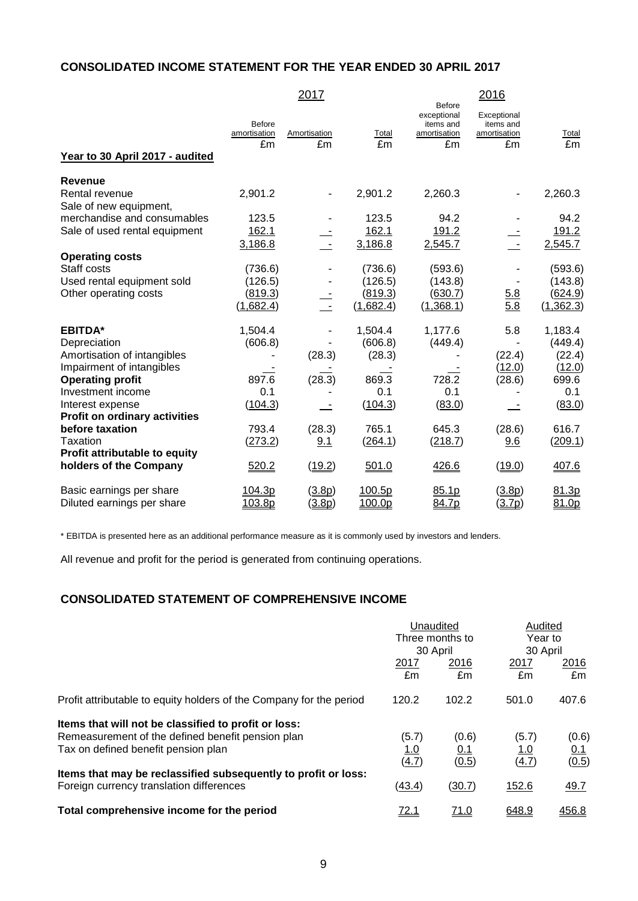## CONSOLIDATED INCOME STATEMENT FOR THE YEAR ENDED 30 APRIL 2017

| | 2017 | | | 2016 | | |
|---|---|---|---|---|---|---|
| | Before amortisation | Amortisation | Total | Before exceptional items and amortisation | Exceptional items and amortisation | Total |
| | £m | £m | £m | £m | £m | £m |
| **Year to 30 April 2017 - audited** | | | | | | |
| **Revenue** | | | | | | |
| Rental revenue | 2,901.2 | - | 2,901.2 | 2,260.3 | - | 2,260.3 |
| Sale of new equipment, merchandise and consumables | 123.5 | - | 123.5 | 94.2 | - | 94.2 |
| Sale of used rental equipment | 162.1 | - | 162.1 | 191.2 | - | 191.2 |
| | 3,186.8 | - | 3,186.8 | 2,545.7 | - | 2,545.7 |
| **Operating costs** | | | | | | |
| Staff costs | (736.6) | - | (736.6) | (593.6) | - | (593.6) |
| Used rental equipment sold | (126.5) | - | (126.5) | (143.8) | - | (143.8) |
| Other operating costs | (819.3) | - | (819.3) | (630.7) | 5.8 | (624.9) |
| | (1,682.4) | - | (1,682.4) | (1,368.1) | 5.8 | (1,362.3) |
| **EBITDA*** | 1,504.4 | - | 1,504.4 | 1,177.6 | 5.8 | 1,183.4 |
| Depreciation | (606.8) | - | (606.8) | (449.4) | - | (449.4) |
| Amortisation of intangibles | - | (28.3) | (28.3) | - | (22.4) | (22.4) |
| Impairment of intangibles | - | - | - | - | (12.0) | (12.0) |
| **Operating profit** | 897.6 | (28.3) | 869.3 | 728.2 | (28.6) | 699.6 |
| Investment income | 0.1 | - | 0.1 | 0.1 | - | 0.1 |
| Interest expense | (104.3) | - | (104.3) | (83.0) | - | (83.0) |
| **Profit on ordinary activities before taxation** | 793.4 | (28.3) | 765.1 | 645.3 | (28.6) | 616.7 |
| Taxation | (273.2) | 9.1 | (264.1) | (218.7) | 9.6 | (209.1) |
| **Profit attributable to equity holders of the Company** | 520.2 | (19.2) | 501.0 | 426.6 | (19.0) | 407.6 |
| Basic earnings per share | 104.3p | (3.8p) | 100.5p | 85.1p | (3.8p) | 81.3p |
| Diluted earnings per share | 103.8p | (3.8p) | 100.0p | 84.7p | (3.7p) | 81.0p |

* EBITDA is presented here as an additional performance measure as it is commonly used by investors and lenders.

All revenue and profit for the period is generated from continuing operations.

## CONSOLIDATED STATEMENT OF COMPREHENSIVE INCOME

| | Unaudited Three months to 30 April | | Audited Year to 30 April | |
|---|---|---|---|---|
| | 2017 | 2016 | 2017 | 2016 |
| | £m | £m | £m | £m |
| Profit attributable to equity holders of the Company for the period | 120.2 | 102.2 | 501.0 | 407.6 |
| **Items that will not be classified to profit or loss:** | | | | |
| Remeasurement of the defined benefit pension plan | (5.7) | (0.6) | (5.7) | (0.6) |
| Tax on defined benefit pension plan | 1.0 | 0.1 | 1.0 | 0.1 |
| | (4.7) | (0.5) | (4.7) | (0.5) |
| **Items that may be reclassified subsequently to profit or loss:** | | | | |
| Foreign currency translation differences | (43.4) | (30.7) | 152.6 | 49.7 |
| **Total comprehensive income for the period** | 72.1 | 71.0 | 648.9 | 456.8 |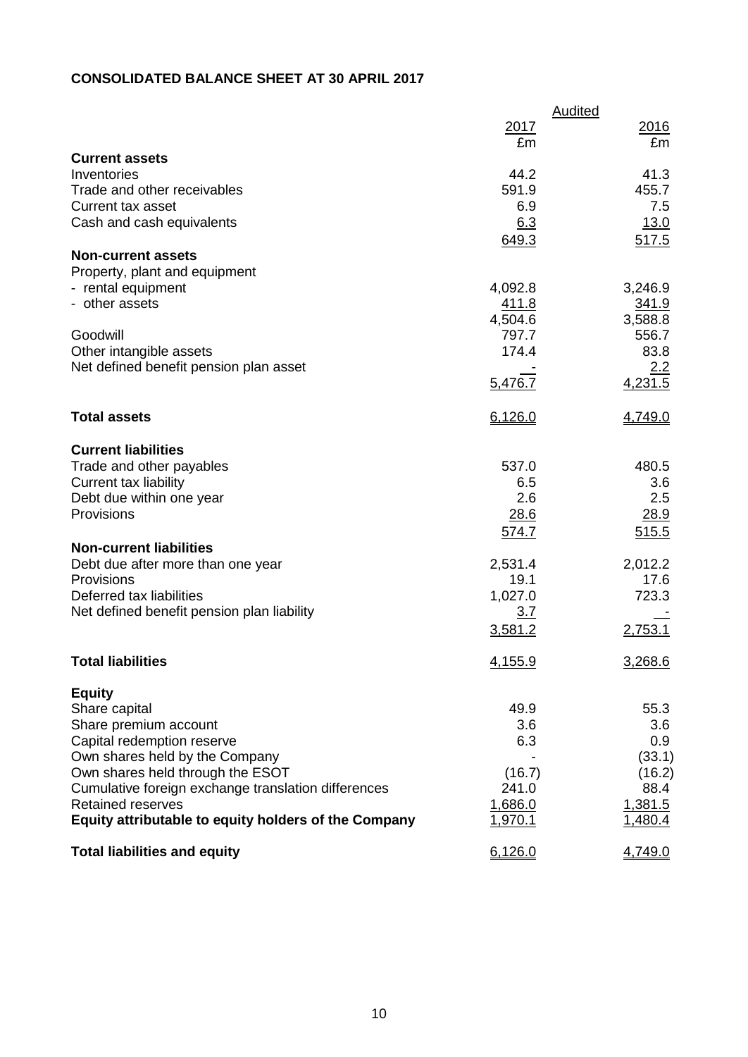## CONSOLIDATED BALANCE SHEET AT 30 APRIL 2017

| | Audited | |
|---|---|---|
| | 2017 | 2016 |
| | £m | £m |
| **Current assets** | | |
| Inventories | 44.2 | 41.3 |
| Trade and other receivables | 591.9 | 455.7 |
| Current tax asset | 6.9 | 7.5 |
| Cash and cash equivalents | 6.3 | 13.0 |
| | 649.3 | 517.5 |
| **Non-current assets** | | |
| Property, plant and equipment | | |
| - rental equipment | 4,092.8 | 3,246.9 |
| - other assets | 411.8 | 341.9 |
| | 4,504.6 | 3,588.8 |
| Goodwill | 797.7 | 556.7 |
| Other intangible assets | 174.4 | 83.8 |
| Net defined benefit pension plan asset | - | 2.2 |
| | 5,476.7 | 4,231.5 |
| **Total assets** | 6,126.0 | 4,749.0 |
| **Current liabilities** | | |
| Trade and other payables | 537.0 | 480.5 |
| Current tax liability | 6.5 | 3.6 |
| Debt due within one year | 2.6 | 2.5 |
| Provisions | 28.6 | 28.9 |
| | 574.7 | 515.5 |
| **Non-current liabilities** | | |
| Debt due after more than one year | 2,531.4 | 2,012.2 |
| Provisions | 19.1 | 17.6 |
| Deferred tax liabilities | 1,027.0 | 723.3 |
| Net defined benefit pension plan liability | 3.7 | - |
| | 3,581.2 | 2,753.1 |
| **Total liabilities** | 4,155.9 | 3,268.6 |
| **Equity** | | |
| Share capital | 49.9 | 55.3 |
| Share premium account | 3.6 | 3.6 |
| Capital redemption reserve | 6.3 | 0.9 |
| Own shares held by the Company | - | (33.1) |
| Own shares held through the ESOT | (16.7) | (16.2) |
| Cumulative foreign exchange translation differences | 241.0 | 88.4 |
| Retained reserves | 1,686.0 | 1,381.5 |
| **Equity attributable to equity holders of the Company** | 1,970.1 | 1,480.4 |
| **Total liabilities and equity** | 6,126.0 | 4,749.0 |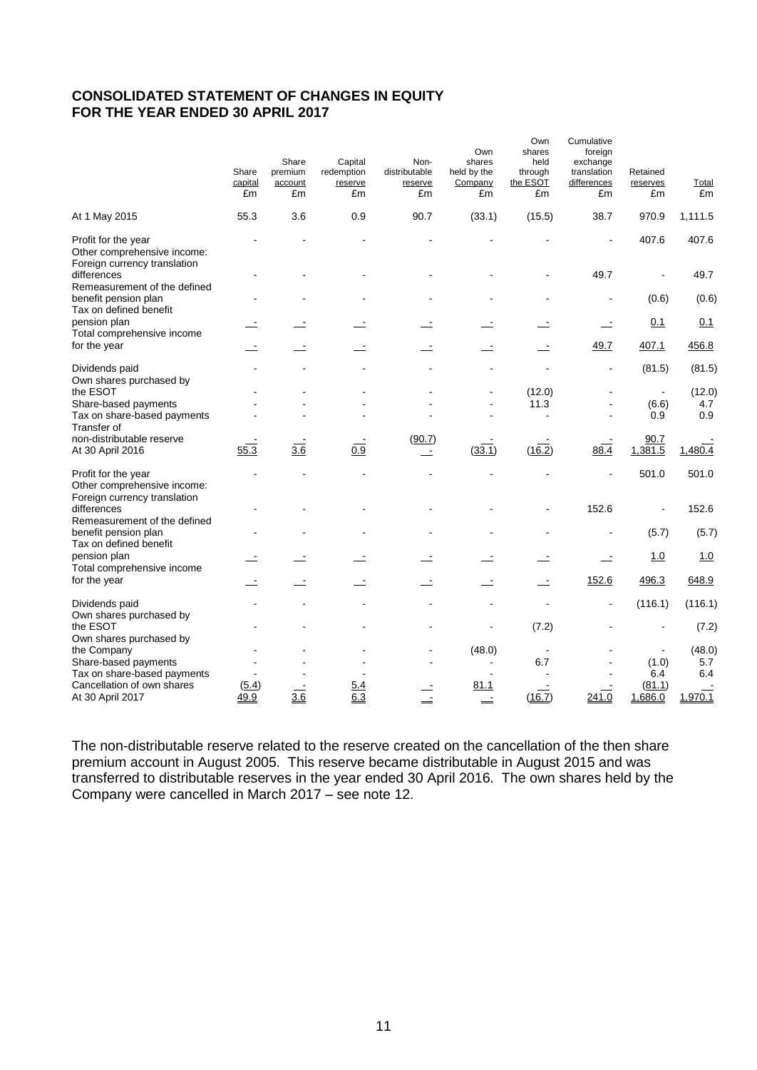# CONSOLIDATED STATEMENT OF CHANGES IN EQUITY
# FOR THE YEAR ENDED 30 APRIL 2017

| | Share capital £m | Share premium account £m | Capital redemption reserve £m | Non-distributable reserve £m | Own shares held by the Company £m | Own shares held through the ESOT £m | Cumulative foreign exchange translation differences £m | Retained reserves £m | Total £m |
|---|---|---|---|---|---|---|---|---|---|
| At 1 May 2015 | 55.3 | 3.6 | 0.9 | 90.7 | (33.1) | (15.5) | 38.7 | 970.9 | 1,111.5 |
| Profit for the year | - | - | - | - | - | - | - | 407.6 | 407.6 |
| Other comprehensive income: | | | | | | | | | |
| Foreign currency translation differences | - | - | - | - | - | - | 49.7 | - | 49.7 |
| Remeasurement of the defined benefit pension plan | - | - | - | - | - | - | - | (0.6) | (0.6) |
| Tax on defined benefit pension plan | - | - | - | - | - | - | - | 0.1 | 0.1 |
| Total comprehensive income for the year | - | - | - | - | - | - | 49.7 | 407.1 | 456.8 |
| Dividends paid | - | - | - | - | - | - | - | (81.5) | (81.5) |
| Own shares purchased by the ESOT | - | - | - | - | - | (12.0) | - | - | (12.0) |
| Share-based payments | - | - | - | - | - | 11.3 | - | (6.6) | 4.7 |
| Tax on share-based payments | - | - | - | - | - | - | - | 0.9 | 0.9 |
| Transfer of non-distributable reserve | - | - | - | (90.7) | - | - | - | 90.7 | - |
| At 30 April 2016 | 55.3 | 3.6 | 0.9 | - | (33.1) | (16.2) | 88.4 | 1,381.5 | 1,480.4 |
| Profit for the year | - | - | - | - | - | - | - | 501.0 | 501.0 |
| Other comprehensive income: | | | | | | | | | |
| Foreign currency translation differences | - | - | - | - | - | - | 152.6 | - | 152.6 |
| Remeasurement of the defined benefit pension plan | - | - | - | - | - | - | - | (5.7) | (5.7) |
| Tax on defined benefit pension plan | - | - | - | - | - | - | - | 1.0 | 1.0 |
| Total comprehensive income for the year | - | - | - | - | - | - | 152.6 | 496.3 | 648.9 |
| Dividends paid | - | - | - | - | - | - | - | (116.1) | (116.1) |
| Own shares purchased by the ESOT | - | - | - | - | - | (7.2) | - | - | (7.2) |
| Own shares purchased by the Company | - | - | - | - | (48.0) | - | - | - | (48.0) |
| Share-based payments | - | - | - | - | - | 6.7 | - | (1.0) | 5.7 |
| Tax on share-based payments | - | - | - | - | - | - | - | 6.4 | 6.4 |
| Cancellation of own shares | (5.4) | - | 5.4 | - | 81.1 | - | - | (81.1) | - |
| At 30 April 2017 | 49.9 | 3.6 | 6.3 | - | - | (16.7) | 241.0 | 1,686.0 | 1,970.1 |

The non-distributable reserve related to the reserve created on the cancellation of the then share premium account in August 2005. This reserve became distributable in August 2015 and was transferred to distributable reserves in the year ended 30 April 2016. The own shares held by the Company were cancelled in March 2017 – see note 12.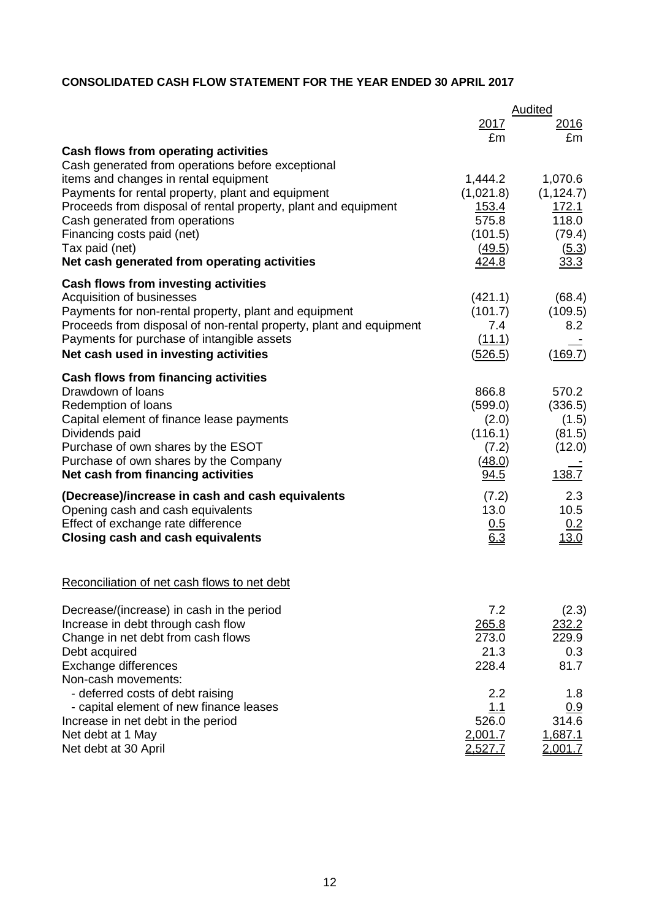**CONSOLIDATED CASH FLOW STATEMENT FOR THE YEAR ENDED 30 APRIL 2017**

| | Audited | |
|---|---|---|
| | 2017 | 2016 |
| | £m | £m |
| **Cash flows from operating activities** | | |
| Cash generated from operations before exceptional items and changes in rental equipment | 1,444.2 | 1,070.6 |
| Payments for rental property, plant and equipment | (1,021.8) | (1,124.7) |
| Proceeds from disposal of rental property, plant and equipment | 153.4 | 172.1 |
| Cash generated from operations | 575.8 | 118.0 |
| Financing costs paid (net) | (101.5) | (79.4) |
| Tax paid (net) | (49.5) | (5.3) |
| **Net cash generated from operating activities** | 424.8 | 33.3 |
| **Cash flows from investing activities** | | |
| Acquisition of businesses | (421.1) | (68.4) |
| Payments for non-rental property, plant and equipment | (101.7) | (109.5) |
| Proceeds from disposal of non-rental property, plant and equipment | 7.4 | 8.2 |
| Payments for purchase of intangible assets | (11.1) | - |
| **Net cash used in investing activities** | (526.5) | (169.7) |
| **Cash flows from financing activities** | | |
| Drawdown of loans | 866.8 | 570.2 |
| Redemption of loans | (599.0) | (336.5) |
| Capital element of finance lease payments | (2.0) | (1.5) |
| Dividends paid | (116.1) | (81.5) |
| Purchase of own shares by the ESOT | (7.2) | (12.0) |
| Purchase of own shares by the Company | (48.0) | - |
| **Net cash from financing activities** | 94.5 | 138.7 |
| **(Decrease)/increase in cash and cash equivalents** | (7.2) | 2.3 |
| Opening cash and cash equivalents | 13.0 | 10.5 |
| Effect of exchange rate difference | 0.5 | 0.2 |
| **Closing cash and cash equivalents** | 6.3 | 13.0 |

Reconciliation of net cash flows to net debt

| | 2017 | 2016 |
|---|---|---|
| Decrease/(increase) in cash in the period | 7.2 | (2.3) |
| Increase in debt through cash flow | 265.8 | 232.2 |
| Change in net debt from cash flows | 273.0 | 229.9 |
| Debt acquired | 21.3 | 0.3 |
| Exchange differences | 228.4 | 81.7 |
| Non-cash movements: | | |
| - deferred costs of debt raising | 2.2 | 1.8 |
| - capital element of new finance leases | 1.1 | 0.9 |
| Increase in net debt in the period | 526.0 | 314.6 |
| Net debt at 1 May | 2,001.7 | 1,687.1 |
| Net debt at 30 April | 2,527.7 | 2,001.7 |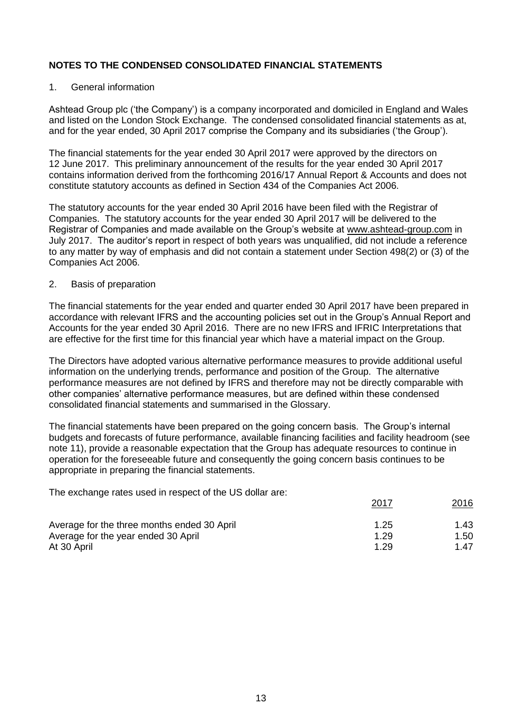## NOTES TO THE CONDENSED CONSOLIDATED FINANCIAL STATEMENTS

### 1. General information

Ashtead Group plc ('the Company') is a company incorporated and domiciled in England and Wales and listed on the London Stock Exchange. The condensed consolidated financial statements as at, and for the year ended, 30 April 2017 comprise the Company and its subsidiaries ('the Group').

The financial statements for the year ended 30 April 2017 were approved by the directors on 12 June 2017. This preliminary announcement of the results for the year ended 30 April 2017 contains information derived from the forthcoming 2016/17 Annual Report & Accounts and does not constitute statutory accounts as defined in Section 434 of the Companies Act 2006.

The statutory accounts for the year ended 30 April 2016 have been filed with the Registrar of Companies. The statutory accounts for the year ended 30 April 2017 will be delivered to the Registrar of Companies and made available on the Group's website at www.ashtead-group.com in July 2017. The auditor's report in respect of both years was unqualified, did not include a reference to any matter by way of emphasis and did not contain a statement under Section 498(2) or (3) of the Companies Act 2006.

### 2. Basis of preparation

The financial statements for the year ended and quarter ended 30 April 2017 have been prepared in accordance with relevant IFRS and the accounting policies set out in the Group's Annual Report and Accounts for the year ended 30 April 2016. There are no new IFRS and IFRIC Interpretations that are effective for the first time for this financial year which have a material impact on the Group.

The Directors have adopted various alternative performance measures to provide additional useful information on the underlying trends, performance and position of the Group. The alternative performance measures are not defined by IFRS and therefore may not be directly comparable with other companies' alternative performance measures, but are defined within these condensed consolidated financial statements and summarised in the Glossary.

The financial statements have been prepared on the going concern basis. The Group's internal budgets and forecasts of future performance, available financing facilities and facility headroom (see note 11), provide a reasonable expectation that the Group has adequate resources to continue in operation for the foreseeable future and consequently the going concern basis continues to be appropriate in preparing the financial statements.

The exchange rates used in respect of the US dollar are:

| | 2017 | 2016 |
|---|---|---|
| Average for the three months ended 30 April | 1.25 | 1.43 |
| Average for the year ended 30 April | 1.29 | 1.50 |
| At 30 April | 1.29 | 1.47 |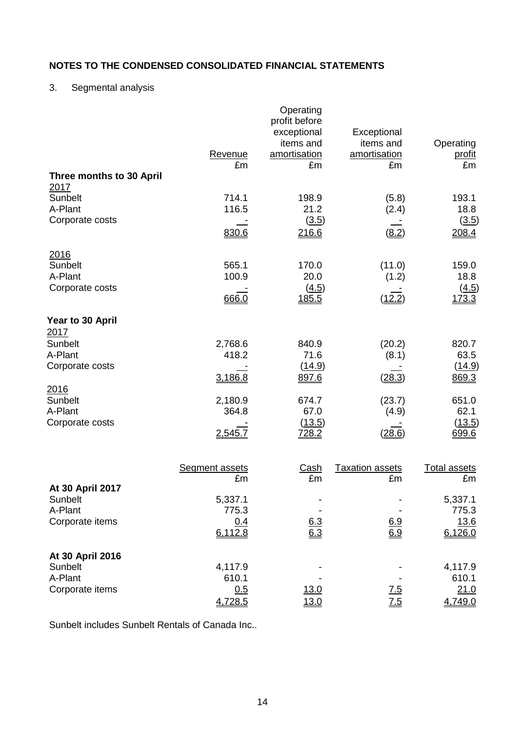## NOTES TO THE CONDENSED CONSOLIDATED FINANCIAL STATEMENTS

3. Segmental analysis

| | Revenue £m | Operating profit before exceptional items and amortisation £m | Exceptional items and amortisation £m | Operating profit £m |
|---|---|---|---|---|
| **Three months to 30 April** | | | | |
| 2017 | | | | |
| Sunbelt | 714.1 | 198.9 | (5.8) | 193.1 |
| A-Plant | 116.5 | 21.2 | (2.4) | 18.8 |
| Corporate costs | - | (3.5) | - | (3.5) |
| | 830.6 | 216.6 | (8.2) | 208.4 |
| 2016 | | | | |
| Sunbelt | 565.1 | 170.0 | (11.0) | 159.0 |
| A-Plant | 100.9 | 20.0 | (1.2) | 18.8 |
| Corporate costs | - | (4.5) | - | (4.5) |
| | 666.0 | 185.5 | (12.2) | 173.3 |
| **Year to 30 April** | | | | |
| 2017 | | | | |
| Sunbelt | 2,768.6 | 840.9 | (20.2) | 820.7 |
| A-Plant | 418.2 | 71.6 | (8.1) | 63.5 |
| Corporate costs | - | (14.9) | - | (14.9) |
| | 3,186.8 | 897.6 | (28.3) | 869.3 |
| 2016 | | | | |
| Sunbelt | 2,180.9 | 674.7 | (23.7) | 651.0 |
| A-Plant | 364.8 | 67.0 | (4.9) | 62.1 |
| Corporate costs | - | (13.5) | - | (13.5) |
| | 2,545.7 | 728.2 | (28.6) | 699.6 |

| | Segment assets £m | Cash £m | Taxation assets £m | Total assets £m |
|---|---|---|---|---|
| **At 30 April 2017** | | | | |
| Sunbelt | 5,337.1 | - | - | 5,337.1 |
| A-Plant | 775.3 | - | - | 775.3 |
| Corporate items | 0.4 | 6.3 | 6.9 | 13.6 |
| | 6,112.8 | 6.3 | 6.9 | 6,126.0 |
| **At 30 April 2016** | | | | |
| Sunbelt | 4,117.9 | - | - | 4,117.9 |
| A-Plant | 610.1 | - | - | 610.1 |
| Corporate items | 0.5 | 13.0 | 7.5 | 21.0 |
| | 4,728.5 | 13.0 | 7.5 | 4,749.0 |

Sunbelt includes Sunbelt Rentals of Canada Inc..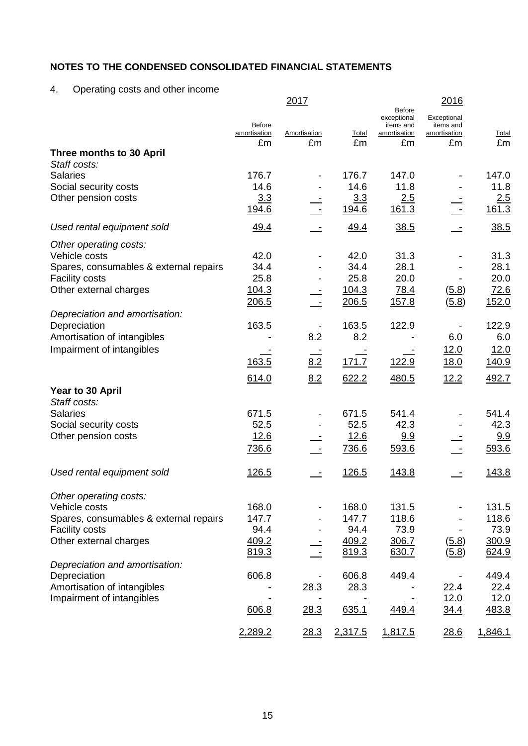## NOTES TO THE CONDENSED CONSOLIDATED FINANCIAL STATEMENTS

4. Operating costs and other income

| | 2017 | | | 2016 | | |
|---|---|---|---|---|---|---|
| | Before amortisation | Amortisation | Total | Before exceptional items and amortisation | Exceptional items and amortisation | Total |
| | £m | £m | £m | £m | £m | £m |
| **Three months to 30 April** | | | | | | |
| *Staff costs:* | | | | | | |
| Salaries | 176.7 | - | 176.7 | 147.0 | - | 147.0 |
| Social security costs | 14.6 | - | 14.6 | 11.8 | - | 11.8 |
| Other pension costs | 3.3 | - | 3.3 | 2.5 | - | 2.5 |
| | 194.6 | - | 194.6 | 161.3 | - | 161.3 |
| *Used rental equipment sold* | 49.4 | - | 49.4 | 38.5 | - | 38.5 |
| *Other operating costs:* | | | | | | |
| Vehicle costs | 42.0 | - | 42.0 | 31.3 | - | 31.3 |
| Spares, consumables & external repairs | 34.4 | - | 34.4 | 28.1 | - | 28.1 |
| Facility costs | 25.8 | - | 25.8 | 20.0 | - | 20.0 |
| Other external charges | 104.3 | - | 104.3 | 78.4 | (5.8) | 72.6 |
| | 206.5 | - | 206.5 | 157.8 | (5.8) | 152.0 |
| *Depreciation and amortisation:* | | | | | | |
| Depreciation | 163.5 | - | 163.5 | 122.9 | - | 122.9 |
| Amortisation of intangibles | - | 8.2 | 8.2 | - | 6.0 | 6.0 |
| Impairment of intangibles | - | - | - | - | 12.0 | 12.0 |
| | 163.5 | 8.2 | 171.7 | 122.9 | 18.0 | 140.9 |
| | 614.0 | 8.2 | 622.2 | 480.5 | 12.2 | 492.7 |
| **Year to 30 April** | | | | | | |
| *Staff costs:* | | | | | | |
| Salaries | 671.5 | - | 671.5 | 541.4 | - | 541.4 |
| Social security costs | 52.5 | - | 52.5 | 42.3 | - | 42.3 |
| Other pension costs | 12.6 | - | 12.6 | 9.9 | - | 9.9 |
| | 736.6 | - | 736.6 | 593.6 | - | 593.6 |
| *Used rental equipment sold* | 126.5 | - | 126.5 | 143.8 | - | 143.8 |
| *Other operating costs:* | | | | | | |
| Vehicle costs | 168.0 | - | 168.0 | 131.5 | - | 131.5 |
| Spares, consumables & external repairs | 147.7 | - | 147.7 | 118.6 | - | 118.6 |
| Facility costs | 94.4 | - | 94.4 | 73.9 | - | 73.9 |
| Other external charges | 409.2 | - | 409.2 | 306.7 | (5.8) | 300.9 |
| | 819.3 | - | 819.3 | 630.7 | (5.8) | 624.9 |
| *Depreciation and amortisation:* | | | | | | |
| Depreciation | 606.8 | - | 606.8 | 449.4 | - | 449.4 |
| Amortisation of intangibles | - | 28.3 | 28.3 | - | 22.4 | 22.4 |
| Impairment of intangibles | - | - | - | - | 12.0 | 12.0 |
| | 606.8 | 28.3 | 635.1 | 449.4 | 34.4 | 483.8 |
| | 2,289.2 | 28.3 | 2,317.5 | 1,817.5 | 28.6 | 1,846.1 |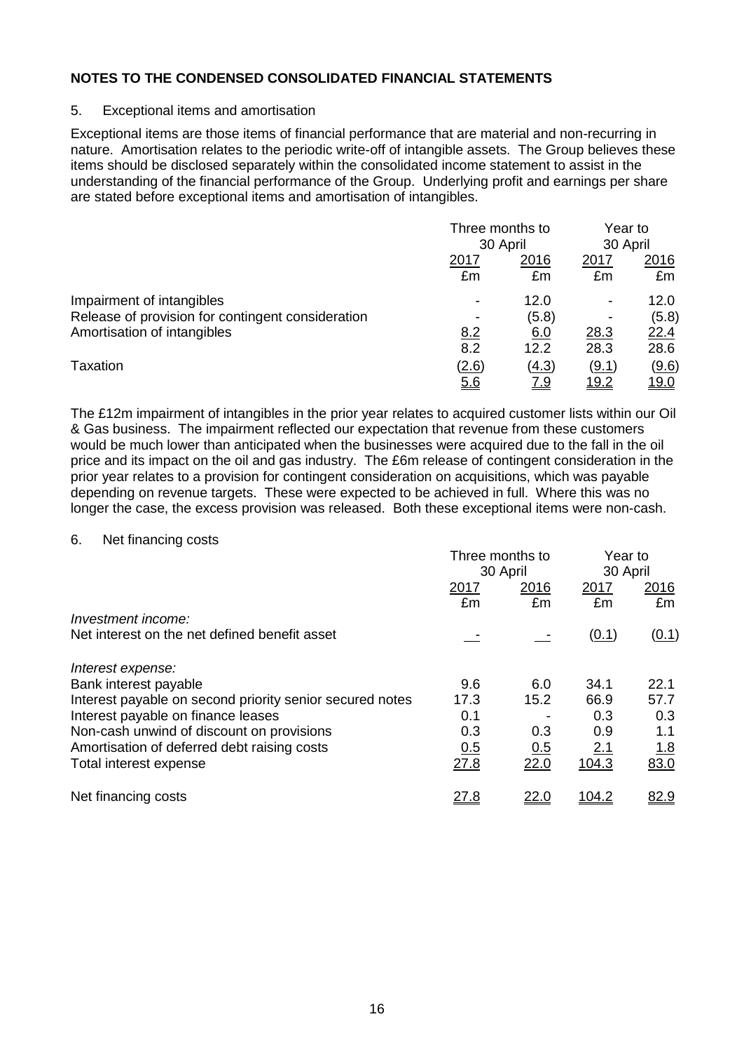## NOTES TO THE CONDENSED CONSOLIDATED FINANCIAL STATEMENTS

### 5. Exceptional items and amortisation

Exceptional items are those items of financial performance that are material and non-recurring in nature. Amortisation relates to the periodic write-off of intangible assets. The Group believes these items should be disclosed separately within the consolidated income statement to assist in the understanding of the financial performance of the Group. Underlying profit and earnings per share are stated before exceptional items and amortisation of intangibles.

| | Three months to 30 April | | Year to 30 April | |
|---|---|---|---|---|
| | 2017 | 2016 | 2017 | 2016 |
| | £m | £m | £m | £m |
| Impairment of intangibles | - | 12.0 | - | 12.0 |
| Release of provision for contingent consideration | - | (5.8) | - | (5.8) |
| Amortisation of intangibles | 8.2 | 6.0 | 28.3 | 22.4 |
| | 8.2 | 12.2 | 28.3 | 28.6 |
| Taxation | (2.6) | (4.3) | (9.1) | (9.6) |
| | 5.6 | 7.9 | 19.2 | 19.0 |

The £12m impairment of intangibles in the prior year relates to acquired customer lists within our Oil & Gas business. The impairment reflected our expectation that revenue from these customers would be much lower than anticipated when the businesses were acquired due to the fall in the oil price and its impact on the oil and gas industry. The £6m release of contingent consideration in the prior year relates to a provision for contingent consideration on acquisitions, which was payable depending on revenue targets. These were expected to be achieved in full. Where this was no longer the case, the excess provision was released. Both these exceptional items were non-cash.

### 6. Net financing costs

| | Three months to 30 April | | Year to 30 April | |
|---|---|---|---|---|
| | 2017 | 2016 | 2017 | 2016 |
| | £m | £m | £m | £m |
| *Investment income:* | | | | |
| Net interest on the net defined benefit asset | - | - | (0.1) | (0.1) |
| *Interest expense:* | | | | |
| Bank interest payable | 9.6 | 6.0 | 34.1 | 22.1 |
| Interest payable on second priority senior secured notes | 17.3 | 15.2 | 66.9 | 57.7 |
| Interest payable on finance leases | 0.1 | - | 0.3 | 0.3 |
| Non-cash unwind of discount on provisions | 0.3 | 0.3 | 0.9 | 1.1 |
| Amortisation of deferred debt raising costs | 0.5 | 0.5 | 2.1 | 1.8 |
| Total interest expense | 27.8 | 22.0 | 104.3 | 83.0 |
| Net financing costs | 27.8 | 22.0 | 104.2 | 82.9 |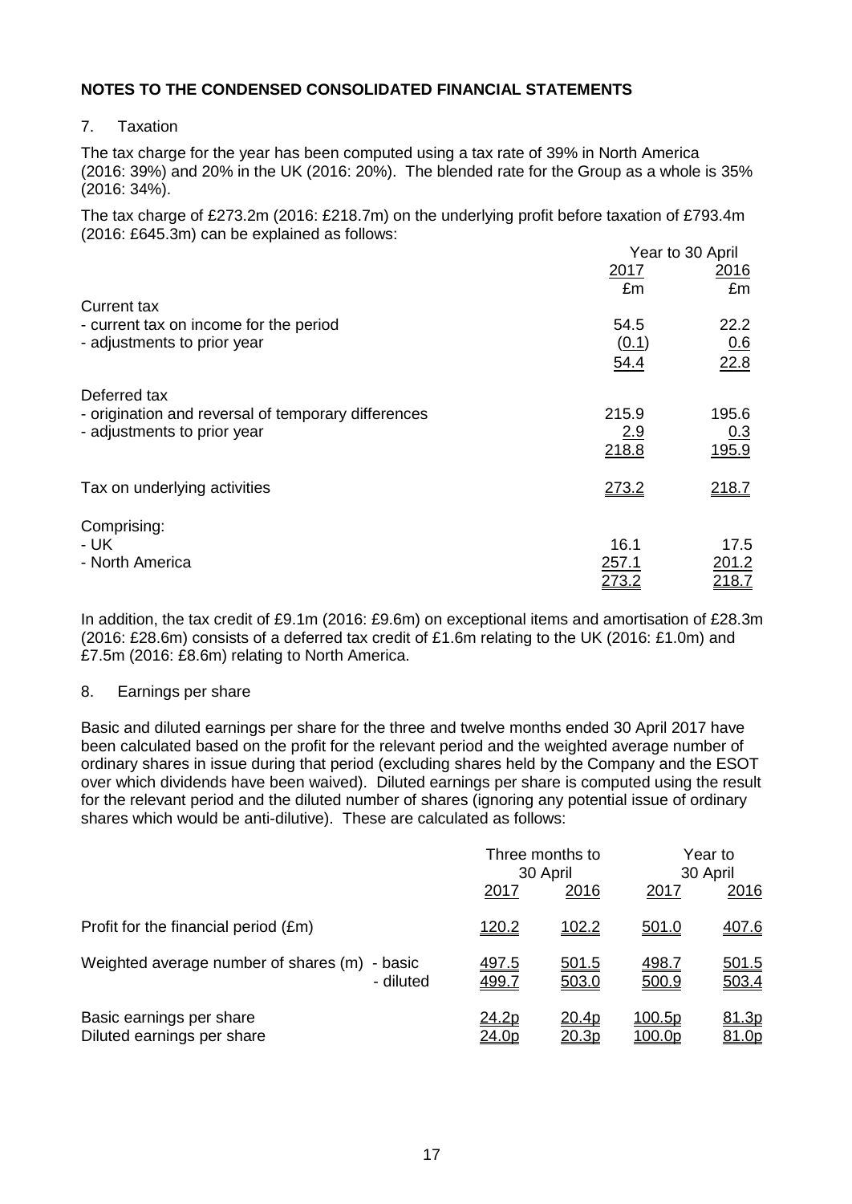## NOTES TO THE CONDENSED CONSOLIDATED FINANCIAL STATEMENTS

7. Taxation

The tax charge for the year has been computed using a tax rate of 39% in North America (2016: 39%) and 20% in the UK (2016: 20%). The blended rate for the Group as a whole is 35% (2016: 34%).

The tax charge of £273.2m (2016: £218.7m) on the underlying profit before taxation of £793.4m (2016: £645.3m) can be explained as follows:

| | Year to 30 April | |
|---|---|---|
| | 2017 | 2016 |
| | £m | £m |
| Current tax | | |
| - current tax on income for the period | 54.5 | 22.2 |
| - adjustments to prior year | (0.1) | 0.6 |
| | 54.4 | 22.8 |
| Deferred tax | | |
| - origination and reversal of temporary differences | 215.9 | 195.6 |
| - adjustments to prior year | 2.9 | 0.3 |
| | 218.8 | 195.9 |
| Tax on underlying activities | 273.2 | 218.7 |
| Comprising: | | |
| - UK | 16.1 | 17.5 |
| - North America | 257.1 | 201.2 |
| | 273.2 | 218.7 |

In addition, the tax credit of £9.1m (2016: £9.6m) on exceptional items and amortisation of £28.3m (2016: £28.6m) consists of a deferred tax credit of £1.6m relating to the UK (2016: £1.0m) and £7.5m (2016: £8.6m) relating to North America.

8. Earnings per share

Basic and diluted earnings per share for the three and twelve months ended 30 April 2017 have been calculated based on the profit for the relevant period and the weighted average number of ordinary shares in issue during that period (excluding shares held by the Company and the ESOT over which dividends have been waived). Diluted earnings per share is computed using the result for the relevant period and the diluted number of shares (ignoring any potential issue of ordinary shares which would be anti-dilutive). These are calculated as follows:

| | Three months to 30 April | | Year to 30 April | |
|---|---|---|---|---|
| | 2017 | 2016 | 2017 | 2016 |
| Profit for the financial period (£m) | 120.2 | 102.2 | 501.0 | 407.6 |
| Weighted average number of shares (m) - basic | 497.5 | 501.5 | 498.7 | 501.5 |
| - diluted | 499.7 | 503.0 | 500.9 | 503.4 |
| Basic earnings per share | 24.2p | 20.4p | 100.5p | 81.3p |
| Diluted earnings per share | 24.0p | 20.3p | 100.0p | 81.0p |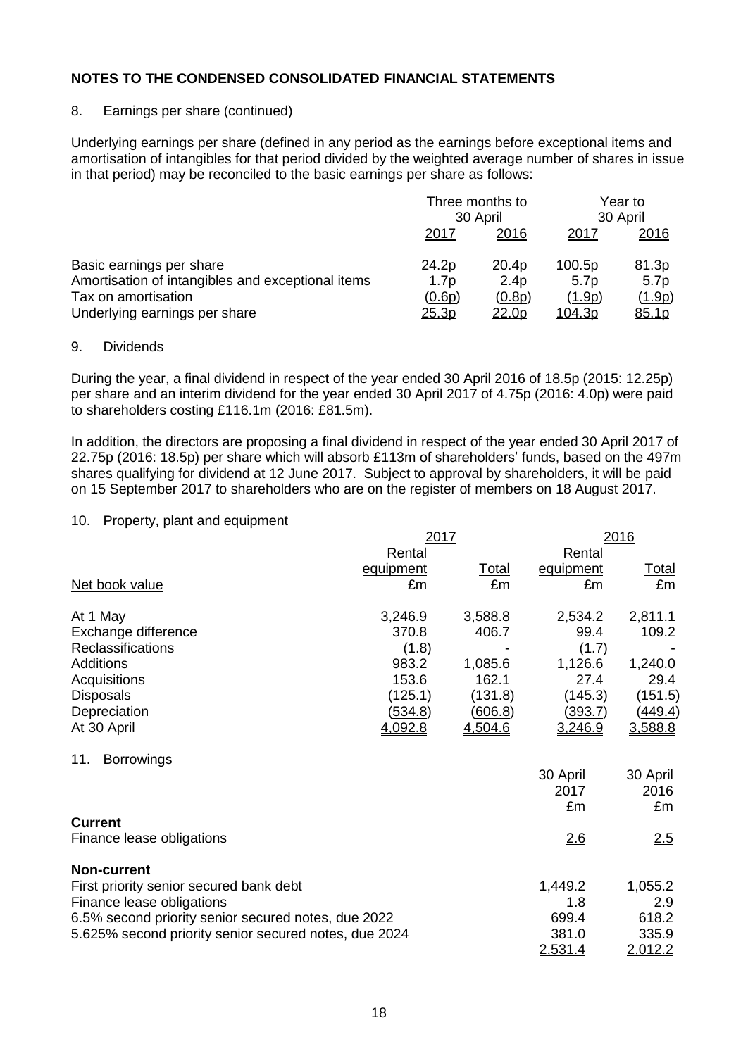## NOTES TO THE CONDENSED CONSOLIDATED FINANCIAL STATEMENTS

8. Earnings per share (continued)

Underlying earnings per share (defined in any period as the earnings before exceptional items and amortisation of intangibles for that period divided by the weighted average number of shares in issue in that period) may be reconciled to the basic earnings per share as follows:

| | Three months to 30 April | | Year to 30 April | |
|---|---|---|---|---|
| | 2017 | 2016 | 2017 | 2016 |
| Basic earnings per share | 24.2p | 20.4p | 100.5p | 81.3p |
| Amortisation of intangibles and exceptional items | 1.7p | 2.4p | 5.7p | 5.7p |
| Tax on amortisation | (0.6p) | (0.8p) | (1.9p) | (1.9p) |
| Underlying earnings per share | 25.3p | 22.0p | 104.3p | 85.1p |

9. Dividends

During the year, a final dividend in respect of the year ended 30 April 2016 of 18.5p (2015: 12.25p) per share and an interim dividend for the year ended 30 April 2017 of 4.75p (2016: 4.0p) were paid to shareholders costing £116.1m (2016: £81.5m).

In addition, the directors are proposing a final dividend in respect of the year ended 30 April 2017 of 22.75p (2016: 18.5p) per share which will absorb £113m of shareholders' funds, based on the 497m shares qualifying for dividend at 12 June 2017. Subject to approval by shareholders, it will be paid on 15 September 2017 to shareholders who are on the register of members on 18 August 2017.

10. Property, plant and equipment

| | 2017 | | 2016 | |
|---|---|---|---|---|
| | Rental equipment | Total | Rental equipment | Total |
| Net book value | £m | £m | £m | £m |
| At 1 May | 3,246.9 | 3,588.8 | 2,534.2 | 2,811.1 |
| Exchange difference | 370.8 | 406.7 | 99.4 | 109.2 |
| Reclassifications | (1.8) | - | (1.7) | - |
| Additions | 983.2 | 1,085.6 | 1,126.6 | 1,240.0 |
| Acquisitions | 153.6 | 162.1 | 27.4 | 29.4 |
| Disposals | (125.1) | (131.8) | (145.3) | (151.5) |
| Depreciation | (534.8) | (606.8) | (393.7) | (449.4) |
| At 30 April | 4,092.8 | 4,504.6 | 3,246.9 | 3,588.8 |

11. Borrowings

| | 30 April 2017 | 30 April 2016 |
|---|---|---|
| | £m | £m |
| **Current** | | |
| Finance lease obligations | 2.6 | 2.5 |
| **Non-current** | | |
| First priority senior secured bank debt | 1,449.2 | 1,055.2 |
| Finance lease obligations | 1.8 | 2.9 |
| 6.5% second priority senior secured notes, due 2022 | 699.4 | 618.2 |
| 5.625% second priority senior secured notes, due 2024 | 381.0 | 335.9 |
| | 2,531.4 | 2,012.2 |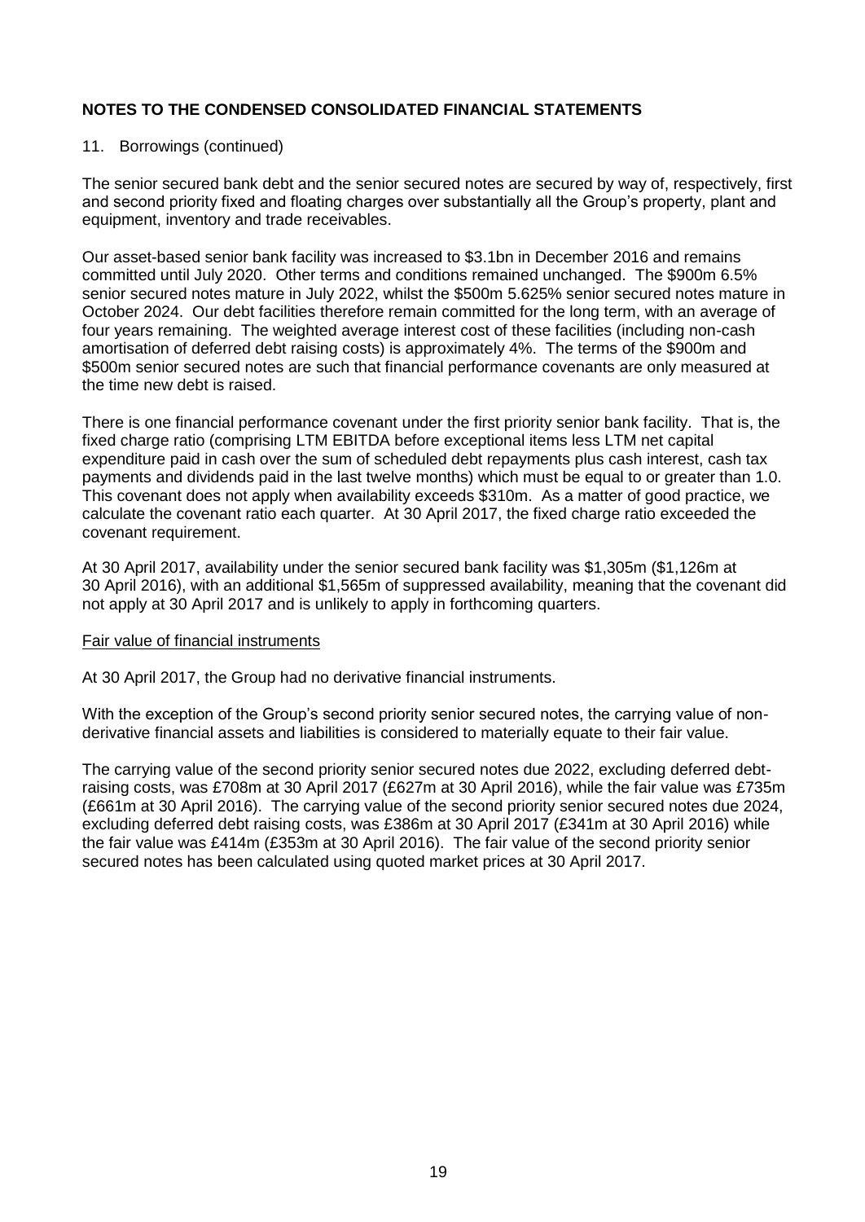## NOTES TO THE CONDENSED CONSOLIDATED FINANCIAL STATEMENTS

11. Borrowings (continued)

The senior secured bank debt and the senior secured notes are secured by way of, respectively, first and second priority fixed and floating charges over substantially all the Group's property, plant and equipment, inventory and trade receivables.

Our asset-based senior bank facility was increased to $3.1bn in December 2016 and remains committed until July 2020. Other terms and conditions remained unchanged. The $900m 6.5% senior secured notes mature in July 2022, whilst the $500m 5.625% senior secured notes mature in October 2024. Our debt facilities therefore remain committed for the long term, with an average of four years remaining. The weighted average interest cost of these facilities (including non-cash amortisation of deferred debt raising costs) is approximately 4%. The terms of the $900m and $500m senior secured notes are such that financial performance covenants are only measured at the time new debt is raised.

There is one financial performance covenant under the first priority senior bank facility. That is, the fixed charge ratio (comprising LTM EBITDA before exceptional items less LTM net capital expenditure paid in cash over the sum of scheduled debt repayments plus cash interest, cash tax payments and dividends paid in the last twelve months) which must be equal to or greater than 1.0. This covenant does not apply when availability exceeds $310m. As a matter of good practice, we calculate the covenant ratio each quarter. At 30 April 2017, the fixed charge ratio exceeded the covenant requirement.

At 30 April 2017, availability under the senior secured bank facility was $1,305m ($1,126m at 30 April 2016), with an additional $1,565m of suppressed availability, meaning that the covenant did not apply at 30 April 2017 and is unlikely to apply in forthcoming quarters.

Fair value of financial instruments

At 30 April 2017, the Group had no derivative financial instruments.

With the exception of the Group's second priority senior secured notes, the carrying value of non-derivative financial assets and liabilities is considered to materially equate to their fair value.

The carrying value of the second priority senior secured notes due 2022, excluding deferred debt-raising costs, was £708m at 30 April 2017 (£627m at 30 April 2016), while the fair value was £735m (£661m at 30 April 2016). The carrying value of the second priority senior secured notes due 2024, excluding deferred debt raising costs, was £386m at 30 April 2017 (£341m at 30 April 2016) while the fair value was £414m (£353m at 30 April 2016). The fair value of the second priority senior secured notes has been calculated using quoted market prices at 30 April 2017.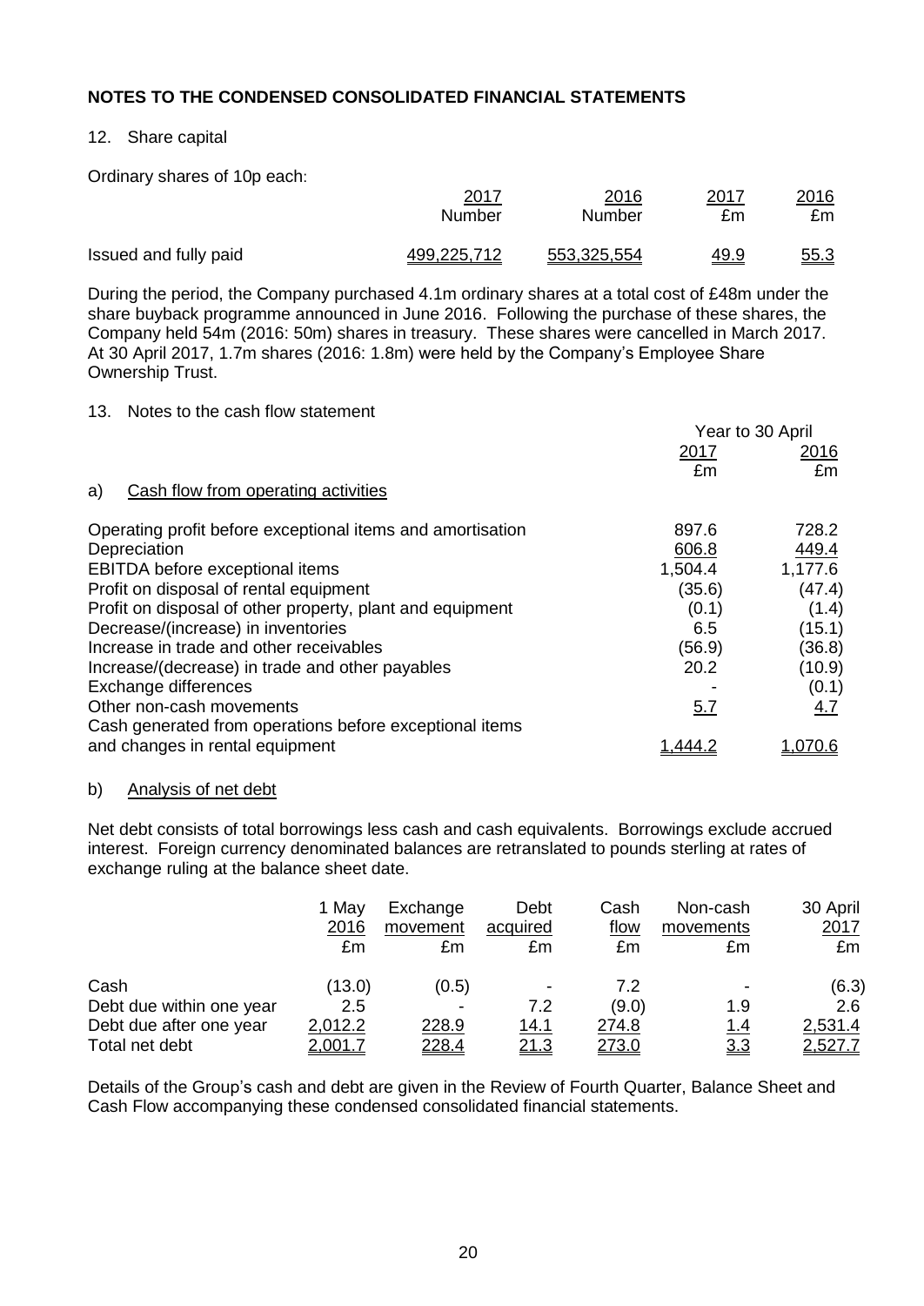## NOTES TO THE CONDENSED CONSOLIDATED FINANCIAL STATEMENTS

### 12. Share capital

Ordinary shares of 10p each:

| | 2017 Number | 2016 Number | 2017 £m | 2016 £m |
|---|---|---|---|---|
| Issued and fully paid | 499,225,712 | 553,325,554 | 49.9 | 55.3 |

During the period, the Company purchased 4.1m ordinary shares at a total cost of £48m under the share buyback programme announced in June 2016. Following the purchase of these shares, the Company held 54m (2016: 50m) shares in treasury. These shares were cancelled in March 2017. At 30 April 2017, 1.7m shares (2016: 1.8m) were held by the Company's Employee Share Ownership Trust.

### 13. Notes to the cash flow statement

#### a) Cash flow from operating activities

| | Year to 30 April 2017 £m | Year to 30 April 2016 £m |
|---|---|---|
| Operating profit before exceptional items and amortisation | 897.6 | 728.2 |
| Depreciation | 606.8 | 449.4 |
| EBITDA before exceptional items | 1,504.4 | 1,177.6 |
| Profit on disposal of rental equipment | (35.6) | (47.4) |
| Profit on disposal of other property, plant and equipment | (0.1) | (1.4) |
| Decrease/(increase) in inventories | 6.5 | (15.1) |
| Increase in trade and other receivables | (56.9) | (36.8) |
| Increase/(decrease) in trade and other payables | 20.2 | (10.9) |
| Exchange differences | - | (0.1) |
| Other non-cash movements | 5.7 | 4.7 |
| Cash generated from operations before exceptional items and changes in rental equipment | 1,444.2 | 1,070.6 |

#### b) Analysis of net debt

Net debt consists of total borrowings less cash and cash equivalents. Borrowings exclude accrued interest. Foreign currency denominated balances are retranslated to pounds sterling at rates of exchange ruling at the balance sheet date.

| | 1 May 2016 £m | Exchange movement £m | Debt acquired £m | Cash flow £m | Non-cash movements £m | 30 April 2017 £m |
|---|---|---|---|---|---|---|
| Cash | (13.0) | (0.5) | - | 7.2 | - | (6.3) |
| Debt due within one year | 2.5 | - | 7.2 | (9.0) | 1.9 | 2.6 |
| Debt due after one year | 2,012.2 | 228.9 | 14.1 | 274.8 | 1.4 | 2,531.4 |
| Total net debt | 2,001.7 | 228.4 | 21.3 | 273.0 | 3.3 | 2,527.7 |

Details of the Group's cash and debt are given in the Review of Fourth Quarter, Balance Sheet and Cash Flow accompanying these condensed consolidated financial statements.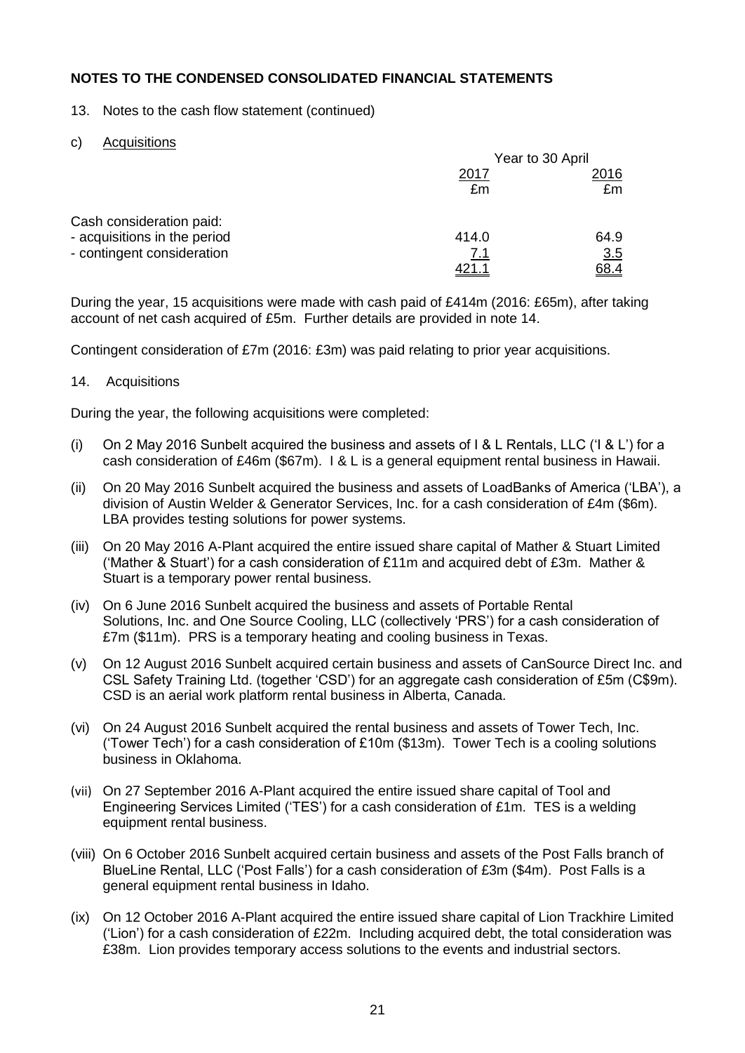## NOTES TO THE CONDENSED CONSOLIDATED FINANCIAL STATEMENTS

13. Notes to the cash flow statement (continued)

c) Acquisitions

| | Year to 30 April | |
|---|---|---|
| | 2017 | 2016 |
| | £m | £m |
| Cash consideration paid: | | |
| - acquisitions in the period | 414.0 | 64.9 |
| - contingent consideration | 7.1 | 3.5 |
| | 421.1 | 68.4 |

During the year, 15 acquisitions were made with cash paid of £414m (2016: £65m), after taking account of net cash acquired of £5m. Further details are provided in note 14.

Contingent consideration of £7m (2016: £3m) was paid relating to prior year acquisitions.

14. Acquisitions

During the year, the following acquisitions were completed:

(i) On 2 May 2016 Sunbelt acquired the business and assets of I & L Rentals, LLC ('I & L') for a cash consideration of £46m ($67m). I & L is a general equipment rental business in Hawaii.

(ii) On 20 May 2016 Sunbelt acquired the business and assets of LoadBanks of America ('LBA'), a division of Austin Welder & Generator Services, Inc. for a cash consideration of £4m ($6m). LBA provides testing solutions for power systems.

(iii) On 20 May 2016 A-Plant acquired the entire issued share capital of Mather & Stuart Limited ('Mather & Stuart') for a cash consideration of £11m and acquired debt of £3m. Mather & Stuart is a temporary power rental business.

(iv) On 6 June 2016 Sunbelt acquired the business and assets of Portable Rental Solutions, Inc. and One Source Cooling, LLC (collectively 'PRS') for a cash consideration of £7m ($11m). PRS is a temporary heating and cooling business in Texas.

(v) On 12 August 2016 Sunbelt acquired certain business and assets of CanSource Direct Inc. and CSL Safety Training Ltd. (together 'CSD') for an aggregate cash consideration of £5m (C$9m). CSD is an aerial work platform rental business in Alberta, Canada.

(vi) On 24 August 2016 Sunbelt acquired the rental business and assets of Tower Tech, Inc. ('Tower Tech') for a cash consideration of £10m ($13m). Tower Tech is a cooling solutions business in Oklahoma.

(vii) On 27 September 2016 A-Plant acquired the entire issued share capital of Tool and Engineering Services Limited ('TES') for a cash consideration of £1m. TES is a welding equipment rental business.

(viii) On 6 October 2016 Sunbelt acquired certain business and assets of the Post Falls branch of BlueLine Rental, LLC ('Post Falls') for a cash consideration of £3m ($4m). Post Falls is a general equipment rental business in Idaho.

(ix) On 12 October 2016 A-Plant acquired the entire issued share capital of Lion Trackhire Limited ('Lion') for a cash consideration of £22m. Including acquired debt, the total consideration was £38m. Lion provides temporary access solutions to the events and industrial sectors.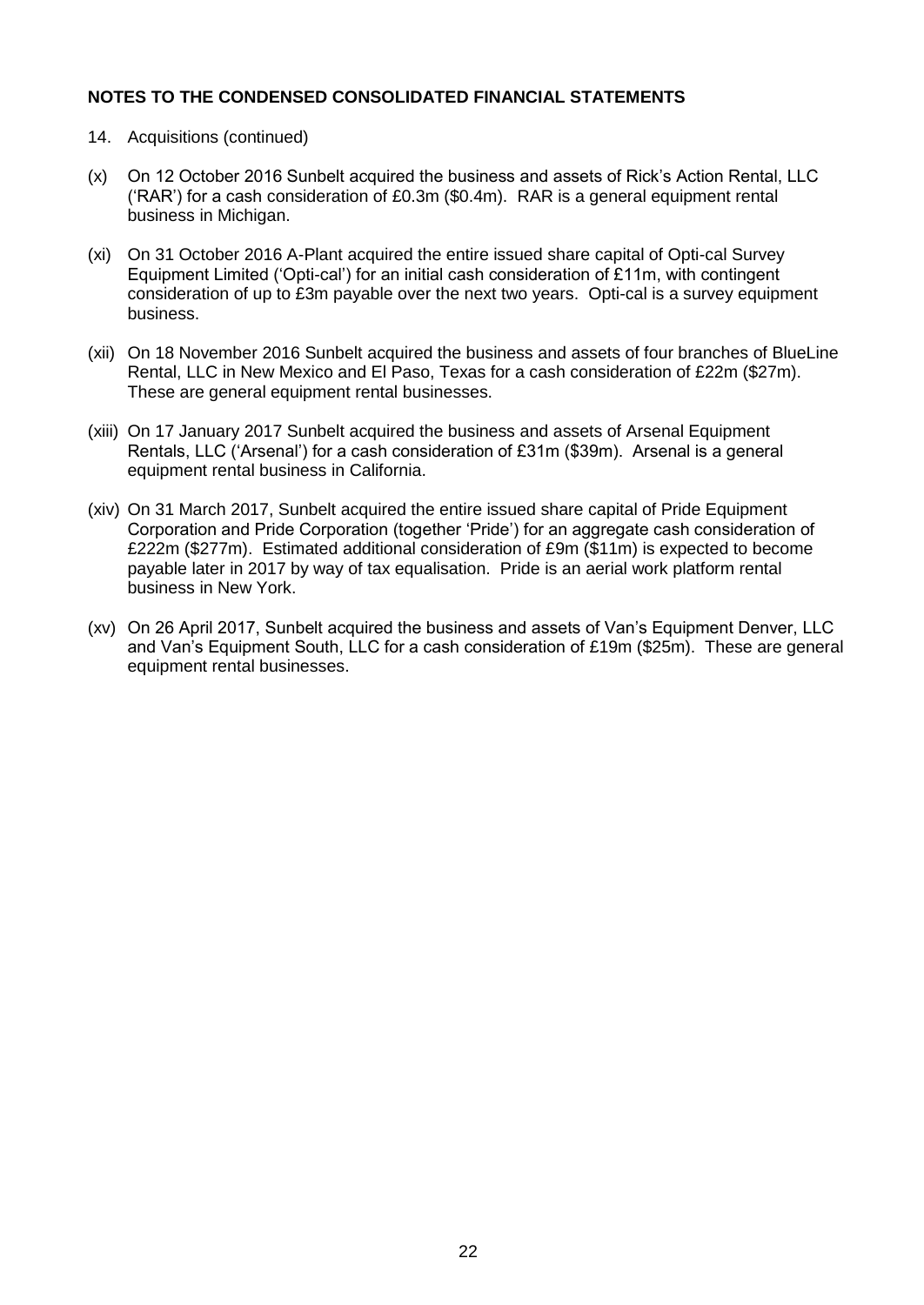**NOTES TO THE CONDENSED CONSOLIDATED FINANCIAL STATEMENTS**

14. Acquisitions (continued)

(x) On 12 October 2016 Sunbelt acquired the business and assets of Rick's Action Rental, LLC ('RAR') for a cash consideration of £0.3m ($0.4m). RAR is a general equipment rental business in Michigan.

(xi) On 31 October 2016 A-Plant acquired the entire issued share capital of Opti-cal Survey Equipment Limited ('Opti-cal') for an initial cash consideration of £11m, with contingent consideration of up to £3m payable over the next two years. Opti-cal is a survey equipment business.

(xii) On 18 November 2016 Sunbelt acquired the business and assets of four branches of BlueLine Rental, LLC in New Mexico and El Paso, Texas for a cash consideration of £22m ($27m). These are general equipment rental businesses.

(xiii) On 17 January 2017 Sunbelt acquired the business and assets of Arsenal Equipment Rentals, LLC ('Arsenal') for a cash consideration of £31m ($39m). Arsenal is a general equipment rental business in California.

(xiv) On 31 March 2017, Sunbelt acquired the entire issued share capital of Pride Equipment Corporation and Pride Corporation (together 'Pride') for an aggregate cash consideration of £222m ($277m). Estimated additional consideration of £9m ($11m) is expected to become payable later in 2017 by way of tax equalisation. Pride is an aerial work platform rental business in New York.

(xv) On 26 April 2017, Sunbelt acquired the business and assets of Van's Equipment Denver, LLC and Van's Equipment South, LLC for a cash consideration of £19m ($25m). These are general equipment rental businesses.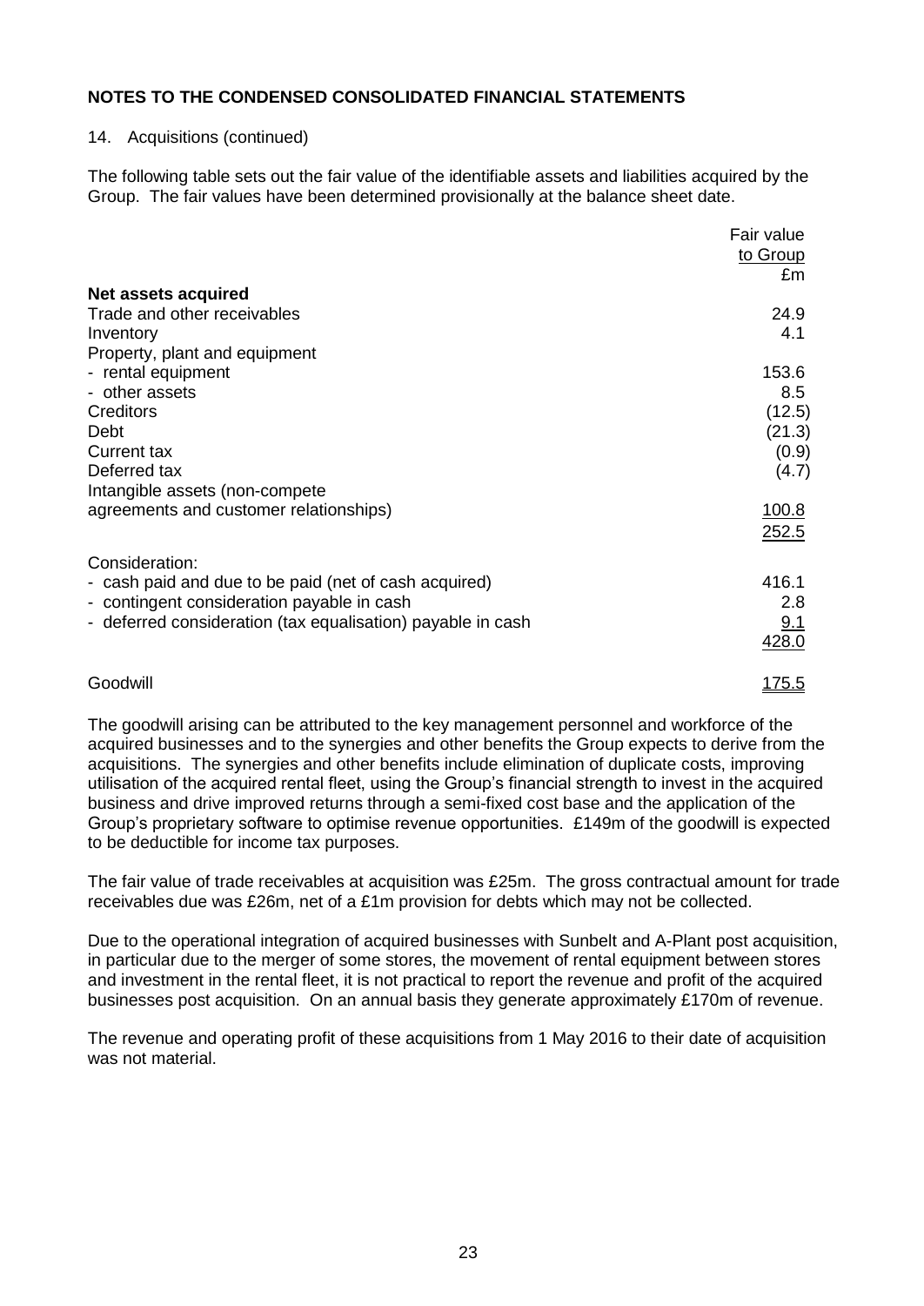## NOTES TO THE CONDENSED CONSOLIDATED FINANCIAL STATEMENTS

14. Acquisitions (continued)

The following table sets out the fair value of the identifiable assets and liabilities acquired by the Group. The fair values have been determined provisionally at the balance sheet date.

| | Fair value to Group £m |
|---|---|
| **Net assets acquired** | |
| Trade and other receivables | 24.9 |
| Inventory | 4.1 |
| Property, plant and equipment | |
| - rental equipment | 153.6 |
| - other assets | 8.5 |
| Creditors | (12.5) |
| Debt | (21.3) |
| Current tax | (0.9) |
| Deferred tax | (4.7) |
| Intangible assets (non-compete agreements and customer relationships) | 100.8 |
| | 252.5 |
| Consideration: | |
| - cash paid and due to be paid (net of cash acquired) | 416.1 |
| - contingent consideration payable in cash | 2.8 |
| - deferred consideration (tax equalisation) payable in cash | 9.1 |
| | 428.0 |
| Goodwill | 175.5 |

The goodwill arising can be attributed to the key management personnel and workforce of the acquired businesses and to the synergies and other benefits the Group expects to derive from the acquisitions. The synergies and other benefits include elimination of duplicate costs, improving utilisation of the acquired rental fleet, using the Group's financial strength to invest in the acquired business and drive improved returns through a semi-fixed cost base and the application of the Group's proprietary software to optimise revenue opportunities. £149m of the goodwill is expected to be deductible for income tax purposes.

The fair value of trade receivables at acquisition was £25m. The gross contractual amount for trade receivables due was £26m, net of a £1m provision for debts which may not be collected.

Due to the operational integration of acquired businesses with Sunbelt and A-Plant post acquisition, in particular due to the merger of some stores, the movement of rental equipment between stores and investment in the rental fleet, it is not practical to report the revenue and profit of the acquired businesses post acquisition. On an annual basis they generate approximately £170m of revenue.

The revenue and operating profit of these acquisitions from 1 May 2016 to their date of acquisition was not material.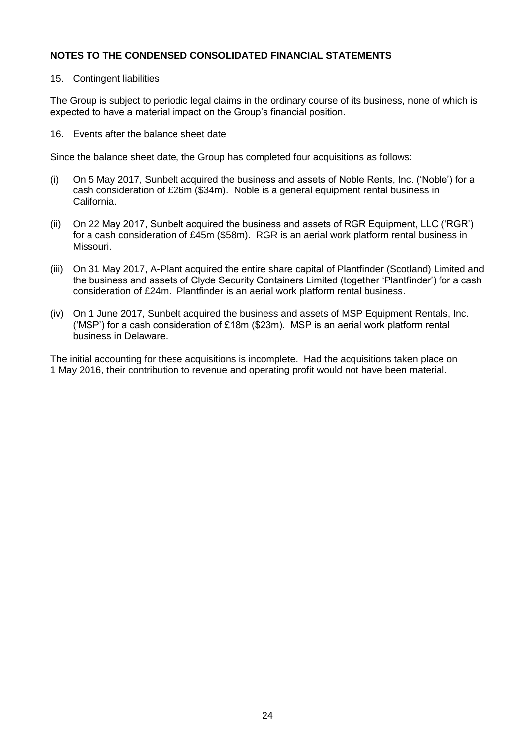## NOTES TO THE CONDENSED CONSOLIDATED FINANCIAL STATEMENTS

15. Contingent liabilities

The Group is subject to periodic legal claims in the ordinary course of its business, none of which is expected to have a material impact on the Group's financial position.

16. Events after the balance sheet date

Since the balance sheet date, the Group has completed four acquisitions as follows:

(i) On 5 May 2017, Sunbelt acquired the business and assets of Noble Rents, Inc. ('Noble') for a cash consideration of £26m ($34m). Noble is a general equipment rental business in California.

(ii) On 22 May 2017, Sunbelt acquired the business and assets of RGR Equipment, LLC ('RGR') for a cash consideration of £45m ($58m). RGR is an aerial work platform rental business in Missouri.

(iii) On 31 May 2017, A-Plant acquired the entire share capital of Plantfinder (Scotland) Limited and the business and assets of Clyde Security Containers Limited (together 'Plantfinder') for a cash consideration of £24m. Plantfinder is an aerial work platform rental business.

(iv) On 1 June 2017, Sunbelt acquired the business and assets of MSP Equipment Rentals, Inc. ('MSP') for a cash consideration of £18m ($23m). MSP is an aerial work platform rental business in Delaware.

The initial accounting for these acquisitions is incomplete. Had the acquisitions taken place on 1 May 2016, their contribution to revenue and operating profit would not have been material.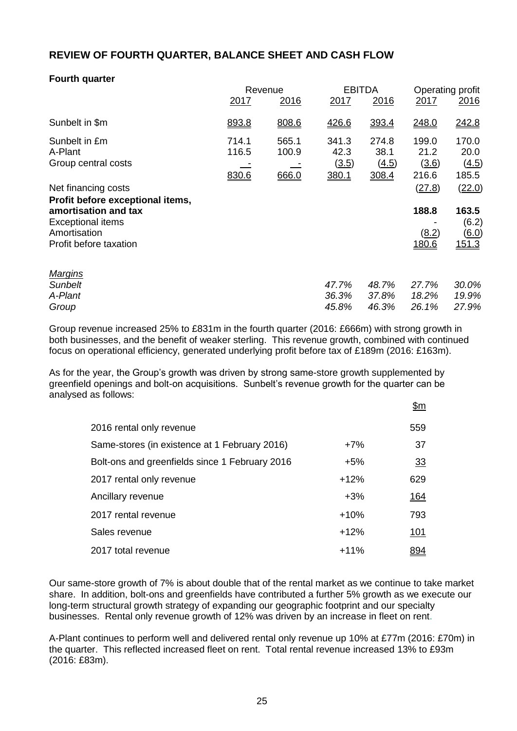## REVIEW OF FOURTH QUARTER, BALANCE SHEET AND CASH FLOW

### Fourth quarter

| | Revenue | | EBITDA | | Operating profit | |
|---|---|---|---|---|---|---|
| | 2017 | 2016 | 2017 | 2016 | 2017 | 2016 |
| Sunbelt in $m | 893.8 | 808.6 | 426.6 | 393.4 | 248.0 | 242.8 |
| Sunbelt in £m | 714.1 | 565.1 | 341.3 | 274.8 | 199.0 | 170.0 |
| A-Plant | 116.5 | 100.9 | 42.3 | 38.1 | 21.2 | 20.0 |
| Group central costs | - | - | (3.5) | (4.5) | (3.6) | (4.5) |
| | 830.6 | 666.0 | 380.1 | 308.4 | 216.6 | 185.5 |
| Net financing costs | | | | | (27.8) | (22.0) |
| **Profit before exceptional items, amortisation and tax** | | | | | **188.8** | **163.5** |
| Exceptional items | | | | | - | (6.2) |
| Amortisation | | | | | (8.2) | (6.0) |
| Profit before taxation | | | | | 180.6 | 151.3 |
| *Margins* | | | | | | |
| *Sunbelt* | | | *47.7%* | *48.7%* | *27.7%* | *30.0%* |
| *A-Plant* | | | *36.3%* | *37.8%* | *18.2%* | *19.9%* |
| *Group* | | | *45.8%* | *46.3%* | *26.1%* | *27.9%* |

Group revenue increased 25% to £831m in the fourth quarter (2016: £666m) with strong growth in both businesses, and the benefit of weaker sterling. This revenue growth, combined with continued focus on operational efficiency, generated underlying profit before tax of £189m (2016: £163m).

As for the year, the Group's growth was driven by strong same-store growth supplemented by greenfield openings and bolt-on acquisitions. Sunbelt's revenue growth for the quarter can be analysed as follows:

| | | $m |
|---|---|---|
| 2016 rental only revenue | | 559 |
| Same-stores (in existence at 1 February 2016) | +7% | 37 |
| Bolt-ons and greenfields since 1 February 2016 | +5% | 33 |
| 2017 rental only revenue | +12% | 629 |
| Ancillary revenue | +3% | 164 |
| 2017 rental revenue | +10% | 793 |
| Sales revenue | +12% | 101 |
| 2017 total revenue | +11% | 894 |

Our same-store growth of 7% is about double that of the rental market as we continue to take market share. In addition, bolt-ons and greenfields have contributed a further 5% growth as we execute our long-term structural growth strategy of expanding our geographic footprint and our specialty businesses. Rental only revenue growth of 12% was driven by an increase in fleet on rent.

A-Plant continues to perform well and delivered rental only revenue up 10% at £77m (2016: £70m) in the quarter. This reflected increased fleet on rent. Total rental revenue increased 13% to £93m (2016: £83m).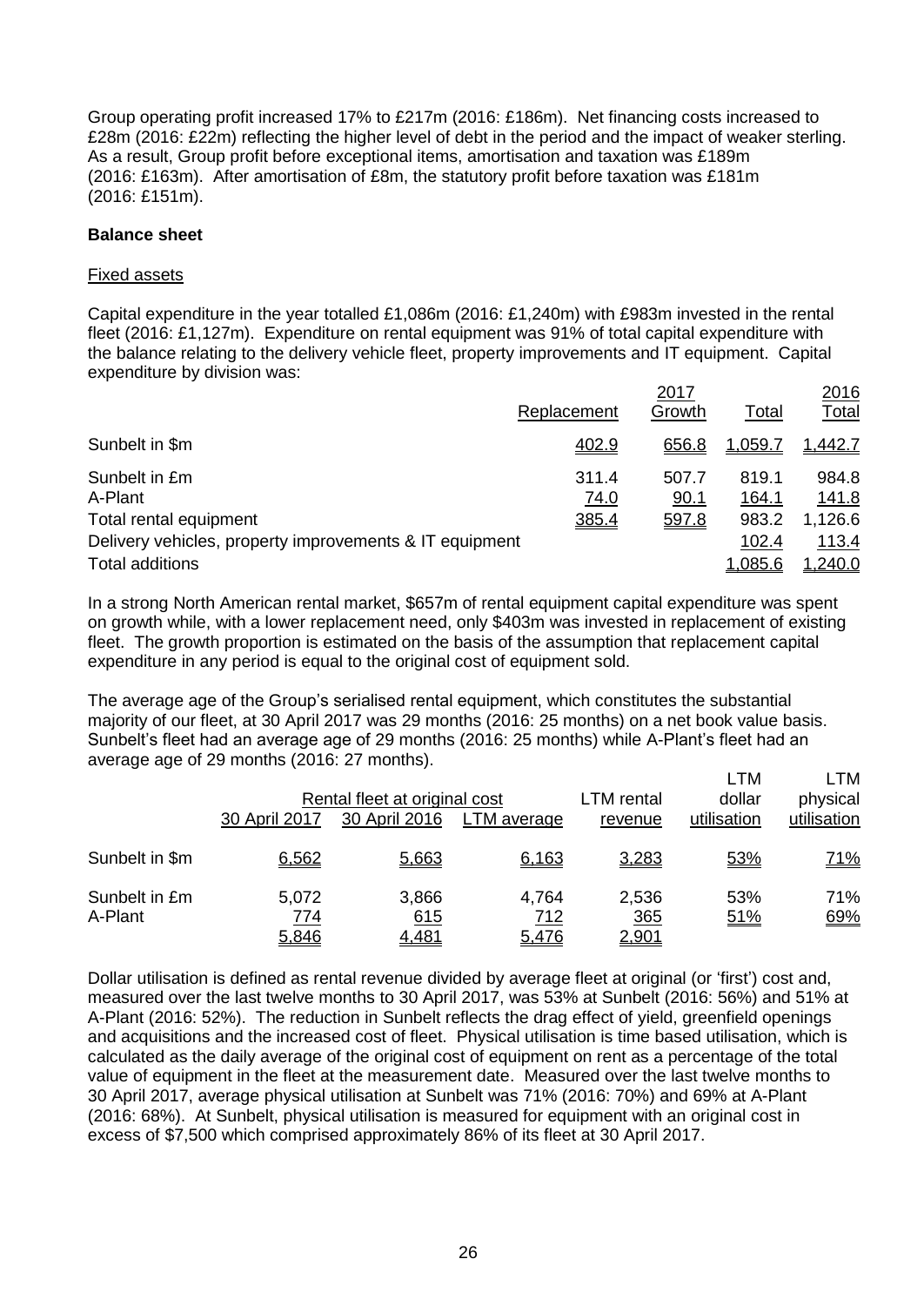Group operating profit increased 17% to £217m (2016: £186m). Net financing costs increased to £28m (2016: £22m) reflecting the higher level of debt in the period and the impact of weaker sterling. As a result, Group profit before exceptional items, amortisation and taxation was £189m (2016: £163m). After amortisation of £8m, the statutory profit before taxation was £181m (2016: £151m).

**Balance sheet**

Fixed assets

Capital expenditure in the year totalled £1,086m (2016: £1,240m) with £983m invested in the rental fleet (2016: £1,127m). Expenditure on rental equipment was 91% of total capital expenditure with the balance relating to the delivery vehicle fleet, property improvements and IT equipment. Capital expenditure by division was:

| | 2017 | | | 2016 |
|---|---|---|---|---|
| | Replacement | Growth | Total | Total |
| Sunbelt in $m | 402.9 | 656.8 | 1,059.7 | 1,442.7 |
| Sunbelt in £m | 311.4 | 507.7 | 819.1 | 984.8 |
| A-Plant | 74.0 | 90.1 | 164.1 | 141.8 |
| Total rental equipment | 385.4 | 597.8 | 983.2 | 1,126.6 |
| Delivery vehicles, property improvements & IT equipment | | | 102.4 | 113.4 |
| Total additions | | | 1,085.6 | 1,240.0 |

In a strong North American rental market, $657m of rental equipment capital expenditure was spent on growth while, with a lower replacement need, only $403m was invested in replacement of existing fleet. The growth proportion is estimated on the basis of the assumption that replacement capital expenditure in any period is equal to the original cost of equipment sold.

The average age of the Group's serialised rental equipment, which constitutes the substantial majority of our fleet, at 30 April 2017 was 29 months (2016: 25 months) on a net book value basis. Sunbelt's fleet had an average age of 29 months (2016: 25 months) while A-Plant's fleet had an average age of 29 months (2016: 27 months).

| | Rental fleet at original cost | | | LTM rental | LTM dollar | LTM physical |
|---|---|---|---|---|---|---|
| | 30 April 2017 | 30 April 2016 | LTM average | revenue | utilisation | utilisation |
| Sunbelt in $m | 6,562 | 5,663 | 6,163 | 3,283 | 53% | 71% |
| Sunbelt in £m | 5,072 | 3,866 | 4,764 | 2,536 | 53% | 71% |
| A-Plant | 774 | 615 | 712 | 365 | 51% | 69% |
| | 5,846 | 4,481 | 5,476 | 2,901 | | |

Dollar utilisation is defined as rental revenue divided by average fleet at original (or 'first') cost and, measured over the last twelve months to 30 April 2017, was 53% at Sunbelt (2016: 56%) and 51% at A-Plant (2016: 52%). The reduction in Sunbelt reflects the drag effect of yield, greenfield openings and acquisitions and the increased cost of fleet. Physical utilisation is time based utilisation, which is calculated as the daily average of the original cost of equipment on rent as a percentage of the total value of equipment in the fleet at the measurement date. Measured over the last twelve months to 30 April 2017, average physical utilisation at Sunbelt was 71% (2016: 70%) and 69% at A-Plant (2016: 68%). At Sunbelt, physical utilisation is measured for equipment with an original cost in excess of $7,500 which comprised approximately 86% of its fleet at 30 April 2017.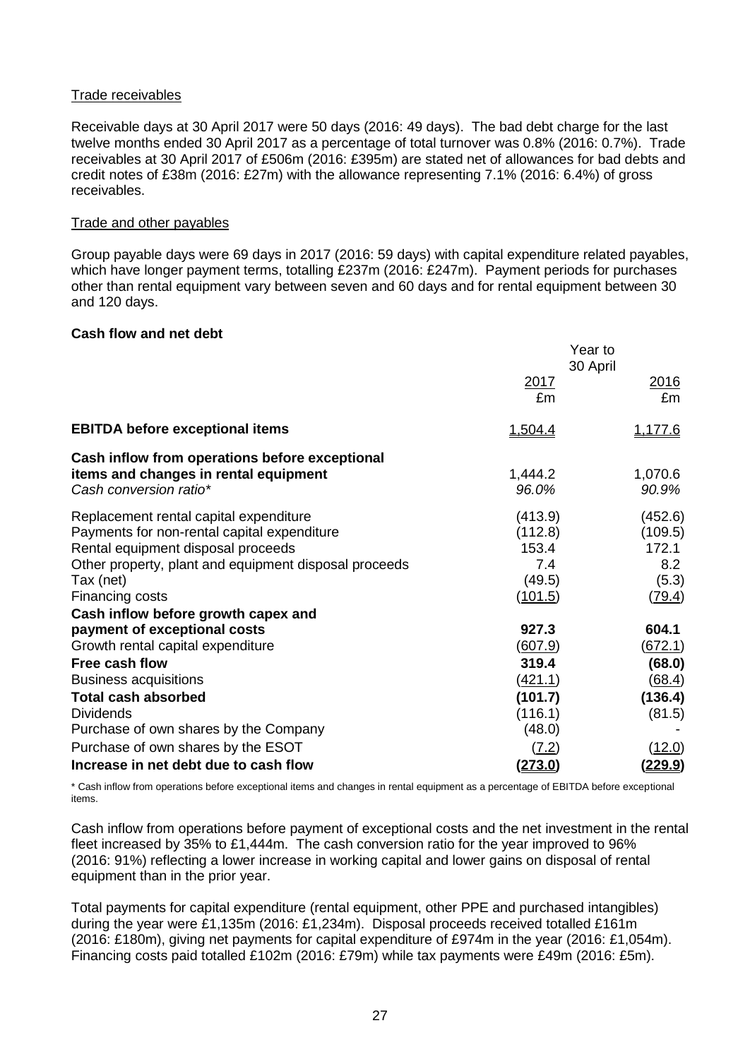### Trade receivables

Receivable days at 30 April 2017 were 50 days (2016: 49 days). The bad debt charge for the last twelve months ended 30 April 2017 as a percentage of total turnover was 0.8% (2016: 0.7%). Trade receivables at 30 April 2017 of £506m (2016: £395m) are stated net of allowances for bad debts and credit notes of £38m (2016: £27m) with the allowance representing 7.1% (2016: 6.4%) of gross receivables.

### Trade and other payables

Group payable days were 69 days in 2017 (2016: 59 days) with capital expenditure related payables, which have longer payment terms, totalling £237m (2016: £247m). Payment periods for purchases other than rental equipment vary between seven and 60 days and for rental equipment between 30 and 120 days.

### Cash flow and net debt

| | Year to 30 April | |
|---|---|---|
| | 2017 £m | 2016 £m |
| **EBITDA before exceptional items** | 1,504.4 | 1,177.6 |
| **Cash inflow from operations before exceptional items and changes in rental equipment** | 1,444.2 | 1,070.6 |
| *Cash conversion ratio** | *96.0%* | *90.9%* |
| Replacement rental capital expenditure | (413.9) | (452.6) |
| Payments for non-rental capital expenditure | (112.8) | (109.5) |
| Rental equipment disposal proceeds | 153.4 | 172.1 |
| Other property, plant and equipment disposal proceeds | 7.4 | 8.2 |
| Tax (net) | (49.5) | (5.3) |
| Financing costs | (101.5) | (79.4) |
| **Cash inflow before growth capex and payment of exceptional costs** | **927.3** | **604.1** |
| Growth rental capital expenditure | (607.9) | (672.1) |
| **Free cash flow** | **319.4** | **(68.0)** |
| Business acquisitions | (421.1) | (68.4) |
| **Total cash absorbed** | **(101.7)** | **(136.4)** |
| Dividends | (116.1) | (81.5) |
| Purchase of own shares by the Company | (48.0) | - |
| Purchase of own shares by the ESOT | (7.2) | (12.0) |
| **Increase in net debt due to cash flow** | **(273.0)** | **(229.9)** |

\* Cash inflow from operations before exceptional items and changes in rental equipment as a percentage of EBITDA before exceptional items.

Cash inflow from operations before payment of exceptional costs and the net investment in the rental fleet increased by 35% to £1,444m. The cash conversion ratio for the year improved to 96% (2016: 91%) reflecting a lower increase in working capital and lower gains on disposal of rental equipment than in the prior year.

Total payments for capital expenditure (rental equipment, other PPE and purchased intangibles) during the year were £1,135m (2016: £1,234m). Disposal proceeds received totalled £161m (2016: £180m), giving net payments for capital expenditure of £974m in the year (2016: £1,054m). Financing costs paid totalled £102m (2016: £79m) while tax payments were £49m (2016: £5m).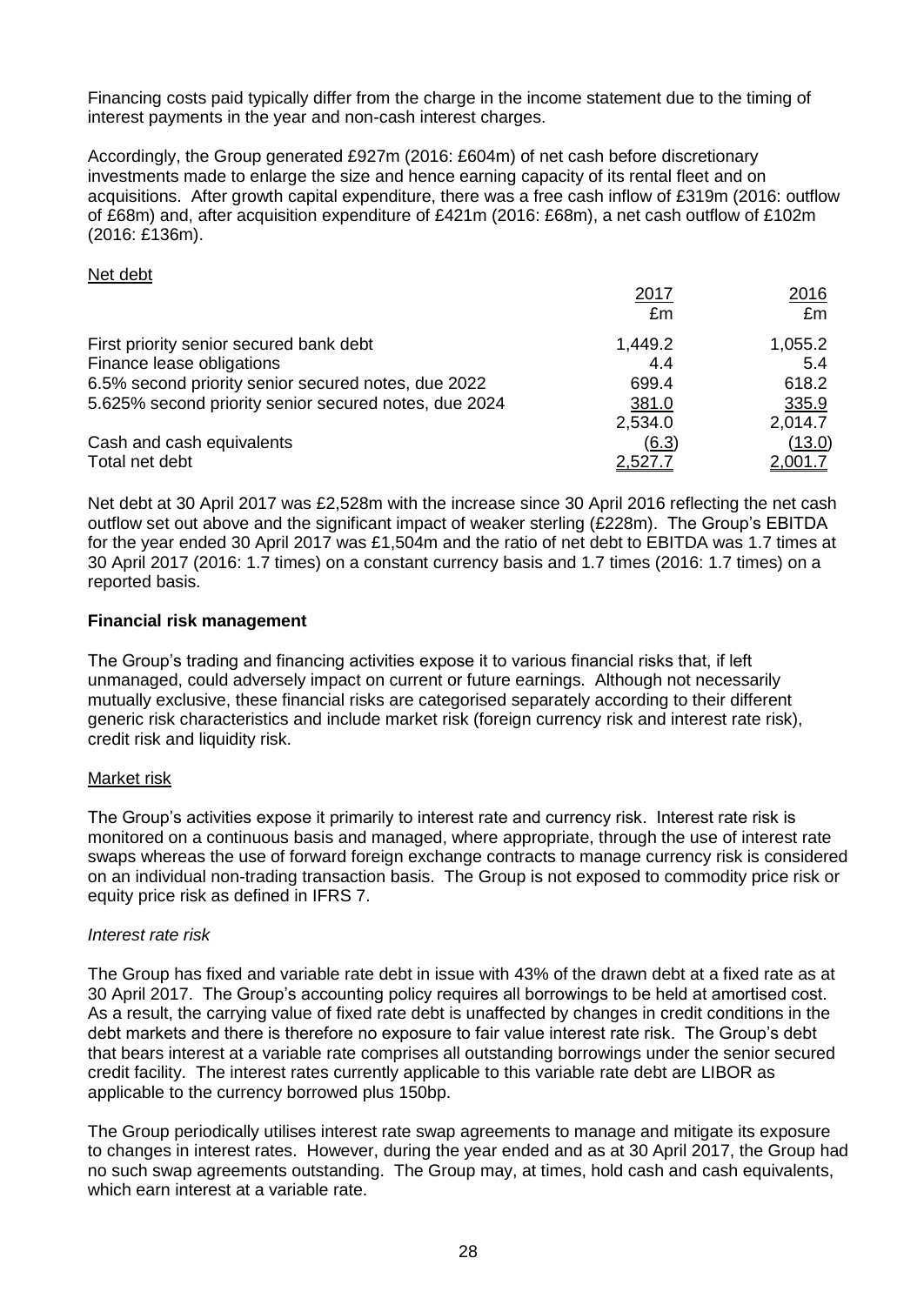Financing costs paid typically differ from the charge in the income statement due to the timing of interest payments in the year and non-cash interest charges.

Accordingly, the Group generated £927m (2016: £604m) of net cash before discretionary investments made to enlarge the size and hence earning capacity of its rental fleet and on acquisitions. After growth capital expenditure, there was a free cash inflow of £319m (2016: outflow of £68m) and, after acquisition expenditure of £421m (2016: £68m), a net cash outflow of £102m (2016: £136m).

Net debt

| | 2017 £m | 2016 £m |
|---|---|---|
| First priority senior secured bank debt | 1,449.2 | 1,055.2 |
| Finance lease obligations | 4.4 | 5.4 |
| 6.5% second priority senior secured notes, due 2022 | 699.4 | 618.2 |
| 5.625% second priority senior secured notes, due 2024 | 381.0 | 335.9 |
| | 2,534.0 | 2,014.7 |
| Cash and cash equivalents | (6.3) | (13.0) |
| Total net debt | 2,527.7 | 2,001.7 |

Net debt at 30 April 2017 was £2,528m with the increase since 30 April 2016 reflecting the net cash outflow set out above and the significant impact of weaker sterling (£228m). The Group's EBITDA for the year ended 30 April 2017 was £1,504m and the ratio of net debt to EBITDA was 1.7 times at 30 April 2017 (2016: 1.7 times) on a constant currency basis and 1.7 times (2016: 1.7 times) on a reported basis.

**Financial risk management**

The Group's trading and financing activities expose it to various financial risks that, if left unmanaged, could adversely impact on current or future earnings. Although not necessarily mutually exclusive, these financial risks are categorised separately according to their different generic risk characteristics and include market risk (foreign currency risk and interest rate risk), credit risk and liquidity risk.

Market risk

The Group's activities expose it primarily to interest rate and currency risk. Interest rate risk is monitored on a continuous basis and managed, where appropriate, through the use of interest rate swaps whereas the use of forward foreign exchange contracts to manage currency risk is considered on an individual non-trading transaction basis. The Group is not exposed to commodity price risk or equity price risk as defined in IFRS 7.

*Interest rate risk*

The Group has fixed and variable rate debt in issue with 43% of the drawn debt at a fixed rate as at 30 April 2017. The Group's accounting policy requires all borrowings to be held at amortised cost. As a result, the carrying value of fixed rate debt is unaffected by changes in credit conditions in the debt markets and there is therefore no exposure to fair value interest rate risk. The Group's debt that bears interest at a variable rate comprises all outstanding borrowings under the senior secured credit facility. The interest rates currently applicable to this variable rate debt are LIBOR as applicable to the currency borrowed plus 150bp.

The Group periodically utilises interest rate swap agreements to manage and mitigate its exposure to changes in interest rates. However, during the year ended and as at 30 April 2017, the Group had no such swap agreements outstanding. The Group may, at times, hold cash and cash equivalents, which earn interest at a variable rate.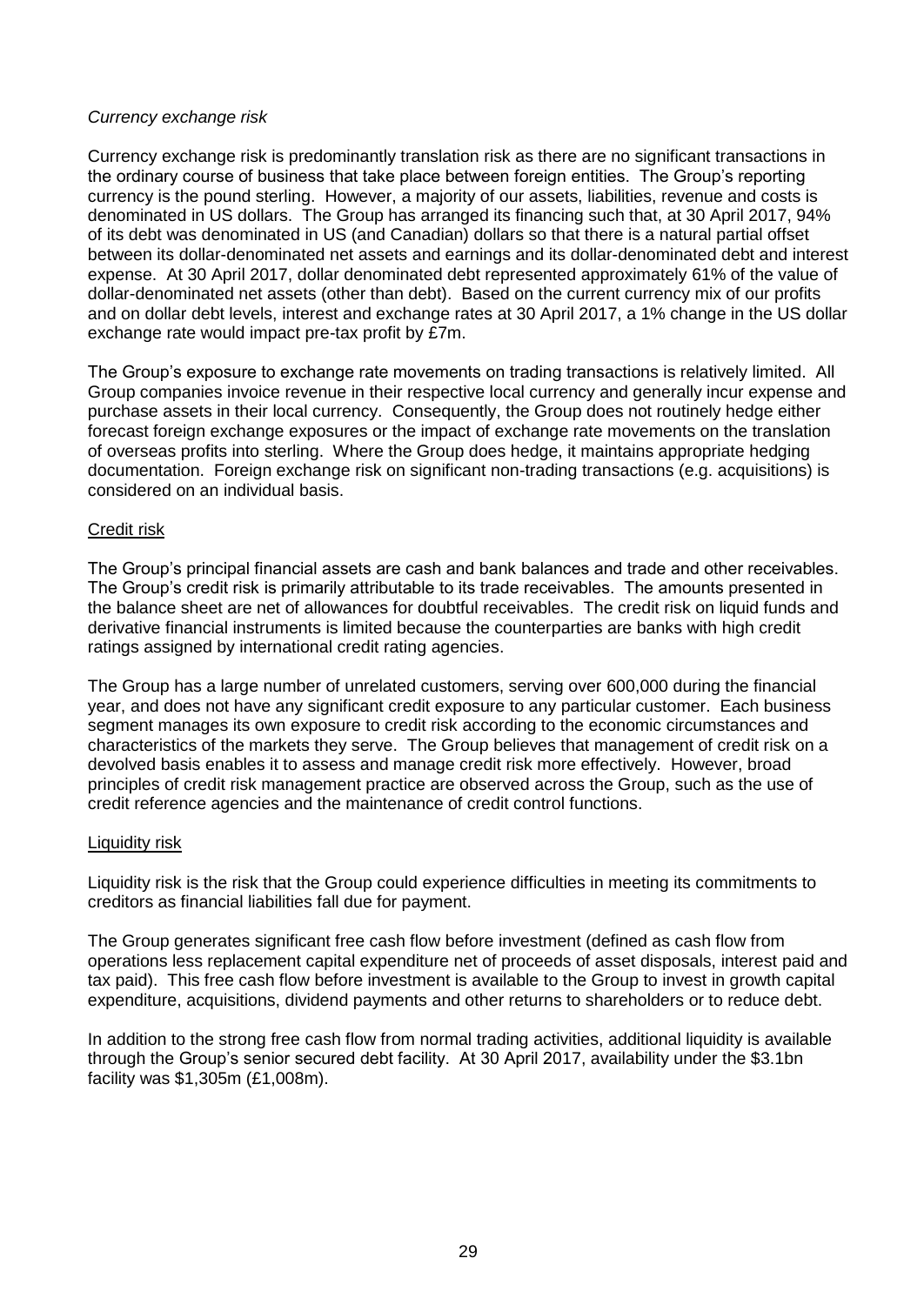*Currency exchange risk*

Currency exchange risk is predominantly translation risk as there are no significant transactions in the ordinary course of business that take place between foreign entities. The Group's reporting currency is the pound sterling. However, a majority of our assets, liabilities, revenue and costs is denominated in US dollars. The Group has arranged its financing such that, at 30 April 2017, 94% of its debt was denominated in US (and Canadian) dollars so that there is a natural partial offset between its dollar-denominated net assets and earnings and its dollar-denominated debt and interest expense. At 30 April 2017, dollar denominated debt represented approximately 61% of the value of dollar-denominated net assets (other than debt). Based on the current currency mix of our profits and on dollar debt levels, interest and exchange rates at 30 April 2017, a 1% change in the US dollar exchange rate would impact pre-tax profit by £7m.

The Group's exposure to exchange rate movements on trading transactions is relatively limited. All Group companies invoice revenue in their respective local currency and generally incur expense and purchase assets in their local currency. Consequently, the Group does not routinely hedge either forecast foreign exchange exposures or the impact of exchange rate movements on the translation of overseas profits into sterling. Where the Group does hedge, it maintains appropriate hedging documentation. Foreign exchange risk on significant non-trading transactions (e.g. acquisitions) is considered on an individual basis.

Credit risk

The Group's principal financial assets are cash and bank balances and trade and other receivables. The Group's credit risk is primarily attributable to its trade receivables. The amounts presented in the balance sheet are net of allowances for doubtful receivables. The credit risk on liquid funds and derivative financial instruments is limited because the counterparties are banks with high credit ratings assigned by international credit rating agencies.

The Group has a large number of unrelated customers, serving over 600,000 during the financial year, and does not have any significant credit exposure to any particular customer. Each business segment manages its own exposure to credit risk according to the economic circumstances and characteristics of the markets they serve. The Group believes that management of credit risk on a devolved basis enables it to assess and manage credit risk more effectively. However, broad principles of credit risk management practice are observed across the Group, such as the use of credit reference agencies and the maintenance of credit control functions.

Liquidity risk

Liquidity risk is the risk that the Group could experience difficulties in meeting its commitments to creditors as financial liabilities fall due for payment.

The Group generates significant free cash flow before investment (defined as cash flow from operations less replacement capital expenditure net of proceeds of asset disposals, interest paid and tax paid). This free cash flow before investment is available to the Group to invest in growth capital expenditure, acquisitions, dividend payments and other returns to shareholders or to reduce debt.

In addition to the strong free cash flow from normal trading activities, additional liquidity is available through the Group's senior secured debt facility. At 30 April 2017, availability under the $3.1bn facility was $1,305m (£1,008m).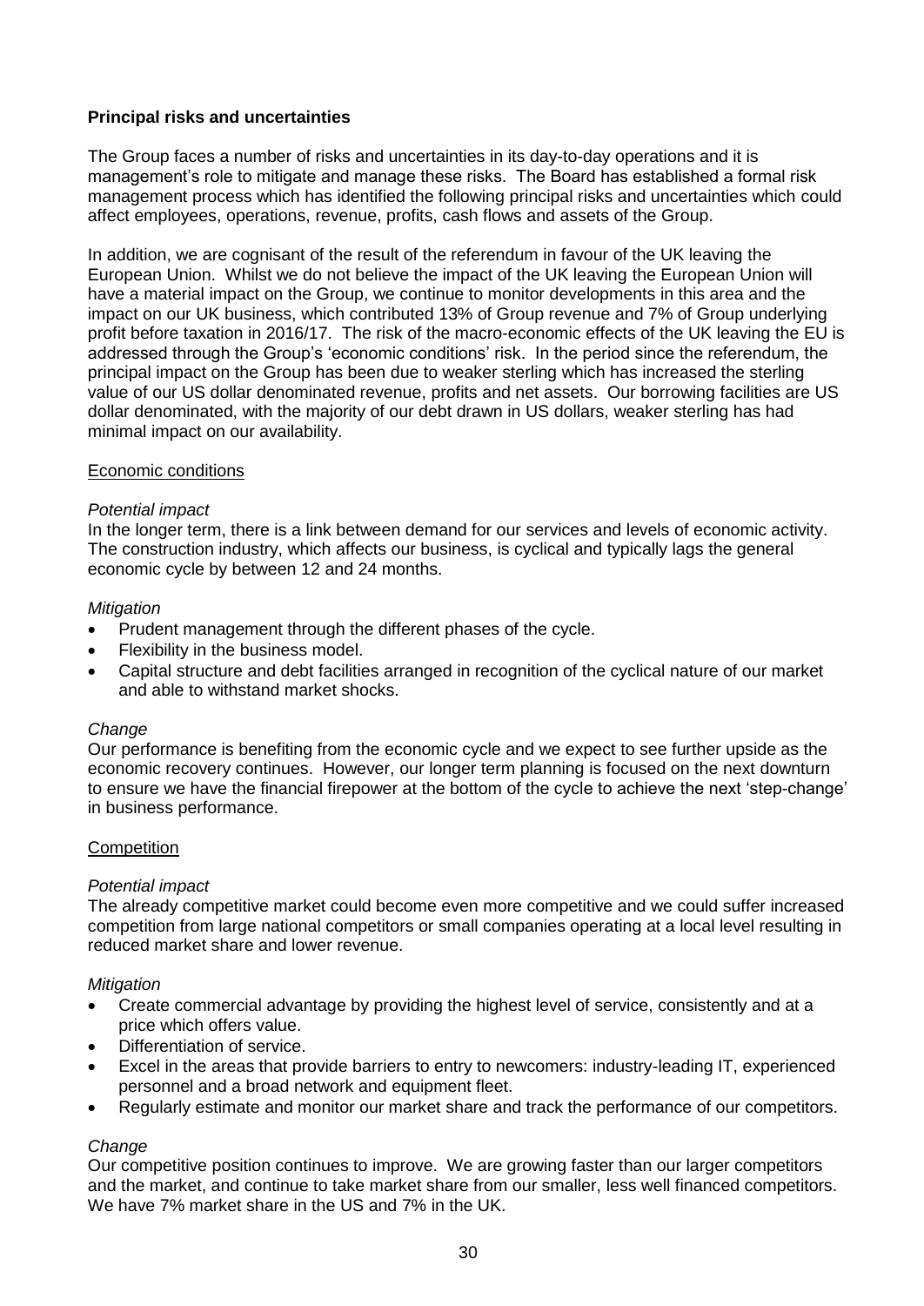## Principal risks and uncertainties

The Group faces a number of risks and uncertainties in its day-to-day operations and it is management's role to mitigate and manage these risks. The Board has established a formal risk management process which has identified the following principal risks and uncertainties which could affect employees, operations, revenue, profits, cash flows and assets of the Group.

In addition, we are cognisant of the result of the referendum in favour of the UK leaving the European Union. Whilst we do not believe the impact of the UK leaving the European Union will have a material impact on the Group, we continue to monitor developments in this area and the impact on our UK business, which contributed 13% of Group revenue and 7% of Group underlying profit before taxation in 2016/17. The risk of the macro-economic effects of the UK leaving the EU is addressed through the Group's 'economic conditions' risk. In the period since the referendum, the principal impact on the Group has been due to weaker sterling which has increased the sterling value of our US dollar denominated revenue, profits and net assets. Our borrowing facilities are US dollar denominated, with the majority of our debt drawn in US dollars, weaker sterling has had minimal impact on our availability.

### Economic conditions

*Potential impact*
In the longer term, there is a link between demand for our services and levels of economic activity. The construction industry, which affects our business, is cyclical and typically lags the general economic cycle by between 12 and 24 months.

*Mitigation*

- Prudent management through the different phases of the cycle.
- Flexibility in the business model.
- Capital structure and debt facilities arranged in recognition of the cyclical nature of our market and able to withstand market shocks.

*Change*
Our performance is benefiting from the economic cycle and we expect to see further upside as the economic recovery continues. However, our longer term planning is focused on the next downturn to ensure we have the financial firepower at the bottom of the cycle to achieve the next 'step-change' in business performance.

### Competition

*Potential impact*
The already competitive market could become even more competitive and we could suffer increased competition from large national competitors or small companies operating at a local level resulting in reduced market share and lower revenue.

*Mitigation*

- Create commercial advantage by providing the highest level of service, consistently and at a price which offers value.
- Differentiation of service.
- Excel in the areas that provide barriers to entry to newcomers: industry-leading IT, experienced personnel and a broad network and equipment fleet.
- Regularly estimate and monitor our market share and track the performance of our competitors.

*Change*
Our competitive position continues to improve. We are growing faster than our larger competitors and the market, and continue to take market share from our smaller, less well financed competitors. We have 7% market share in the US and 7% in the UK.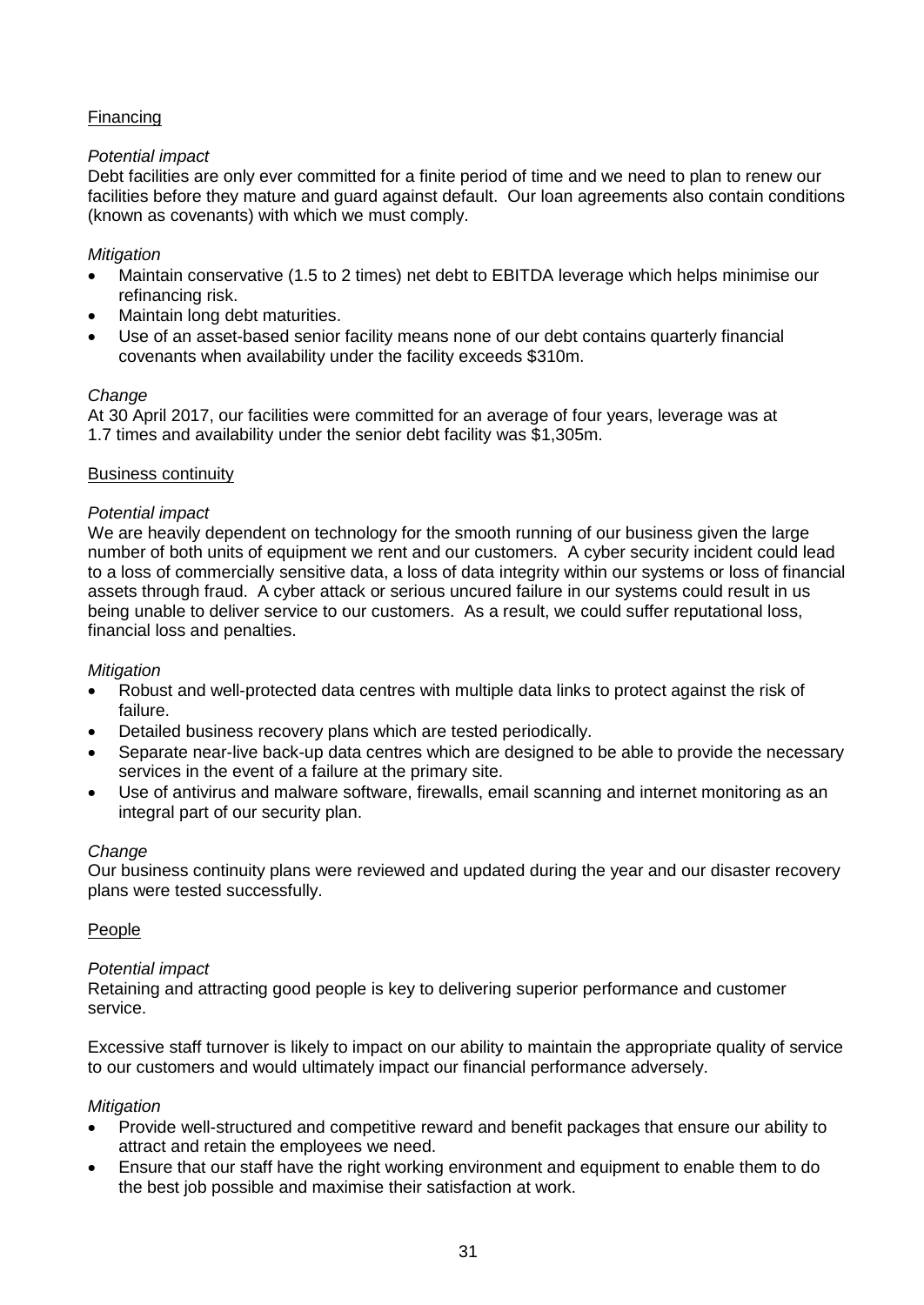## Financing

*Potential impact*

Debt facilities are only ever committed for a finite period of time and we need to plan to renew our facilities before they mature and guard against default. Our loan agreements also contain conditions (known as covenants) with which we must comply.

*Mitigation*

- Maintain conservative (1.5 to 2 times) net debt to EBITDA leverage which helps minimise our refinancing risk.
- Maintain long debt maturities.
- Use of an asset-based senior facility means none of our debt contains quarterly financial covenants when availability under the facility exceeds $310m.

*Change*

At 30 April 2017, our facilities were committed for an average of four years, leverage was at 1.7 times and availability under the senior debt facility was $1,305m.

## Business continuity

*Potential impact*

We are heavily dependent on technology for the smooth running of our business given the large number of both units of equipment we rent and our customers. A cyber security incident could lead to a loss of commercially sensitive data, a loss of data integrity within our systems or loss of financial assets through fraud. A cyber attack or serious uncured failure in our systems could result in us being unable to deliver service to our customers. As a result, we could suffer reputational loss, financial loss and penalties.

*Mitigation*

- Robust and well-protected data centres with multiple data links to protect against the risk of failure.
- Detailed business recovery plans which are tested periodically.
- Separate near-live back-up data centres which are designed to be able to provide the necessary services in the event of a failure at the primary site.
- Use of antivirus and malware software, firewalls, email scanning and internet monitoring as an integral part of our security plan.

*Change*

Our business continuity plans were reviewed and updated during the year and our disaster recovery plans were tested successfully.

## People

*Potential impact*

Retaining and attracting good people is key to delivering superior performance and customer service.

Excessive staff turnover is likely to impact on our ability to maintain the appropriate quality of service to our customers and would ultimately impact our financial performance adversely.

*Mitigation*

- Provide well-structured and competitive reward and benefit packages that ensure our ability to attract and retain the employees we need.
- Ensure that our staff have the right working environment and equipment to enable them to do the best job possible and maximise their satisfaction at work.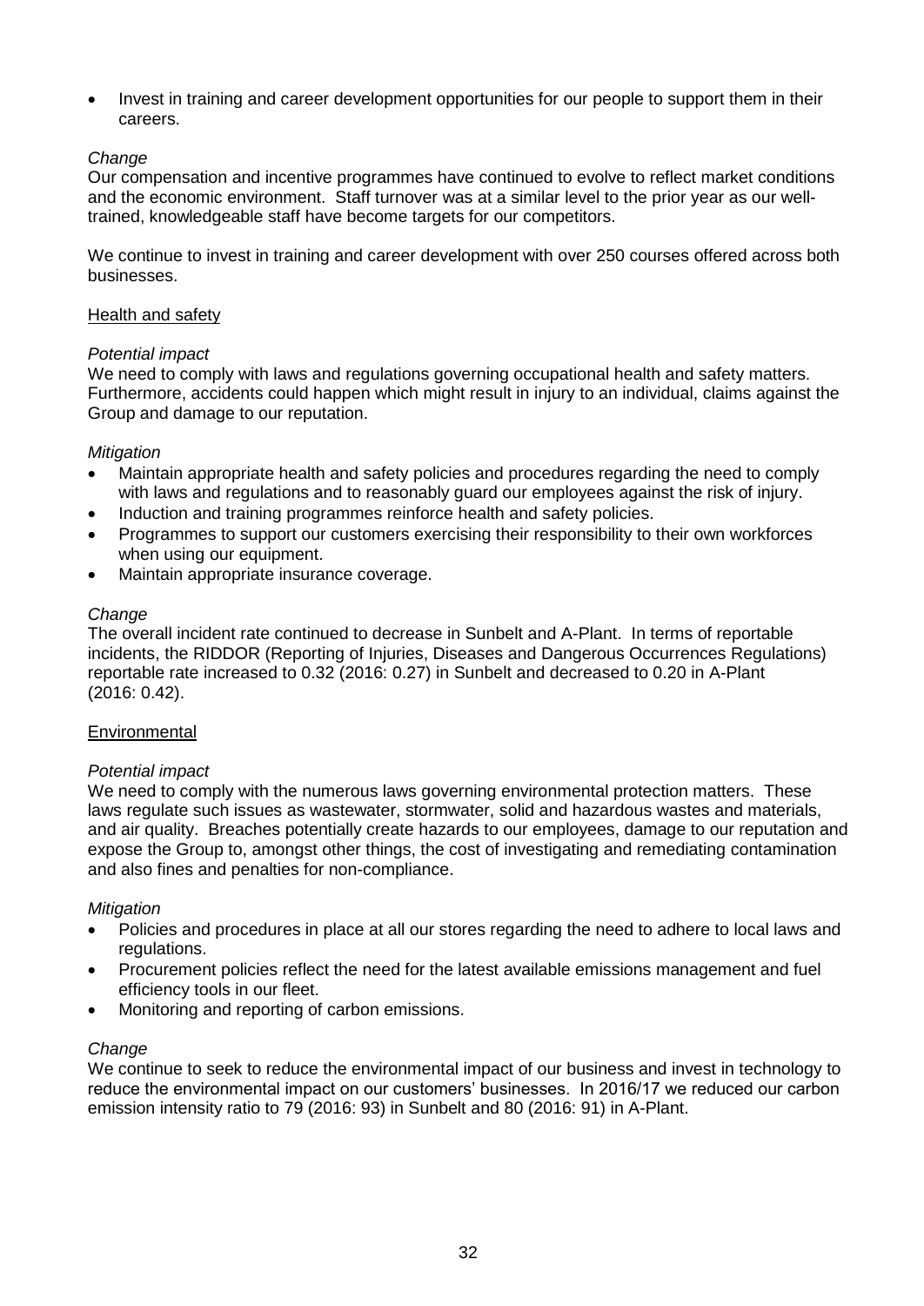- Invest in training and career development opportunities for our people to support them in their careers.

*Change*
Our compensation and incentive programmes have continued to evolve to reflect market conditions and the economic environment. Staff turnover was at a similar level to the prior year as our well-trained, knowledgeable staff have become targets for our competitors.

We continue to invest in training and career development with over 250 courses offered across both businesses.

Health and safety

*Potential impact*
We need to comply with laws and regulations governing occupational health and safety matters. Furthermore, accidents could happen which might result in injury to an individual, claims against the Group and damage to our reputation.

*Mitigation*
- Maintain appropriate health and safety policies and procedures regarding the need to comply with laws and regulations and to reasonably guard our employees against the risk of injury.
- Induction and training programmes reinforce health and safety policies.
- Programmes to support our customers exercising their responsibility to their own workforces when using our equipment.
- Maintain appropriate insurance coverage.

*Change*
The overall incident rate continued to decrease in Sunbelt and A-Plant. In terms of reportable incidents, the RIDDOR (Reporting of Injuries, Diseases and Dangerous Occurrences Regulations) reportable rate increased to 0.32 (2016: 0.27) in Sunbelt and decreased to 0.20 in A-Plant (2016: 0.42).

Environmental

*Potential impact*
We need to comply with the numerous laws governing environmental protection matters. These laws regulate such issues as wastewater, stormwater, solid and hazardous wastes and materials, and air quality. Breaches potentially create hazards to our employees, damage to our reputation and expose the Group to, amongst other things, the cost of investigating and remediating contamination and also fines and penalties for non-compliance.

*Mitigation*
- Policies and procedures in place at all our stores regarding the need to adhere to local laws and regulations.
- Procurement policies reflect the need for the latest available emissions management and fuel efficiency tools in our fleet.
- Monitoring and reporting of carbon emissions.

*Change*
We continue to seek to reduce the environmental impact of our business and invest in technology to reduce the environmental impact on our customers' businesses. In 2016/17 we reduced our carbon emission intensity ratio to 79 (2016: 93) in Sunbelt and 80 (2016: 91) in A-Plant.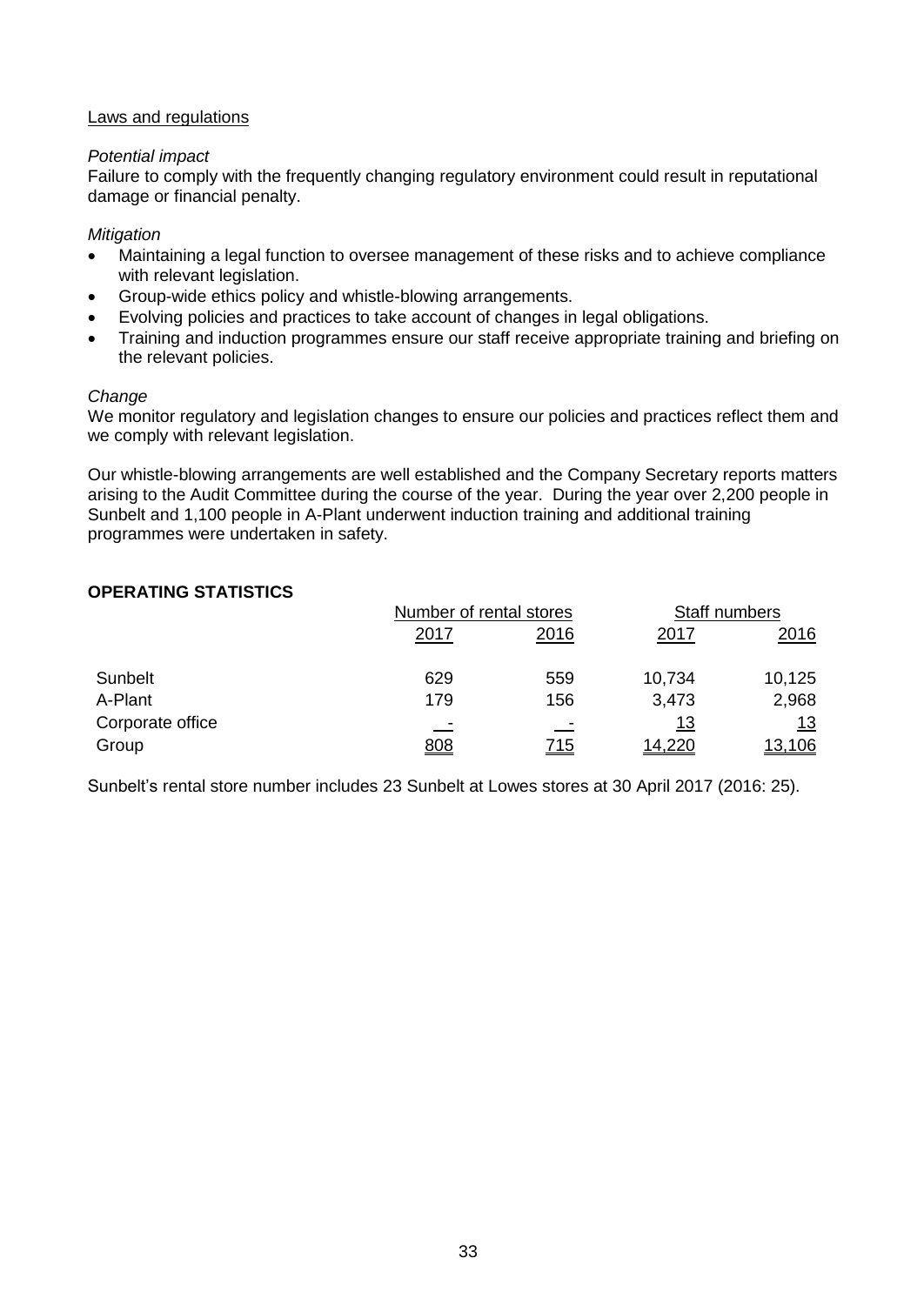Laws and regulations

*Potential impact*

Failure to comply with the frequently changing regulatory environment could result in reputational damage or financial penalty.

*Mitigation*

- Maintaining a legal function to oversee management of these risks and to achieve compliance with relevant legislation.
- Group-wide ethics policy and whistle-blowing arrangements.
- Evolving policies and practices to take account of changes in legal obligations.
- Training and induction programmes ensure our staff receive appropriate training and briefing on the relevant policies.

*Change*

We monitor regulatory and legislation changes to ensure our policies and practices reflect them and we comply with relevant legislation.

Our whistle-blowing arrangements are well established and the Company Secretary reports matters arising to the Audit Committee during the course of the year. During the year over 2,200 people in Sunbelt and 1,100 people in A-Plant underwent induction training and additional training programmes were undertaken in safety.

**OPERATING STATISTICS**

| | Number of rental stores | | Staff numbers | |
|---|---|---|---|---|
| | 2017 | 2016 | 2017 | 2016 |
| Sunbelt | 629 | 559 | 10,734 | 10,125 |
| A-Plant | 179 | 156 | 3,473 | 2,968 |
| Corporate office | - | - | 13 | 13 |
| Group | 808 | 715 | 14,220 | 13,106 |

Sunbelt's rental store number includes 23 Sunbelt at Lowes stores at 30 April 2017 (2016: 25).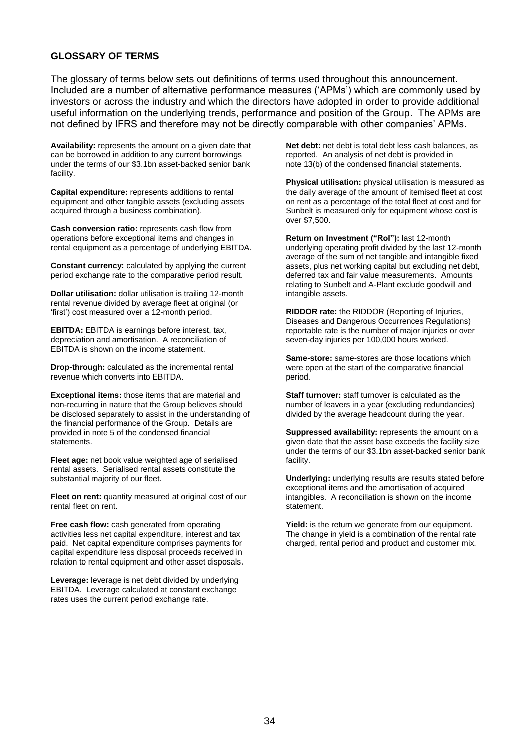## GLOSSARY OF TERMS

The glossary of terms below sets out definitions of terms used throughout this announcement. Included are a number of alternative performance measures ('APMs') which are commonly used by investors or across the industry and which the directors have adopted in order to provide additional useful information on the underlying trends, performance and position of the Group. The APMs are not defined by IFRS and therefore may not be directly comparable with other companies' APMs.

**Availability:** represents the amount on a given date that can be borrowed in addition to any current borrowings under the terms of our \$3.1bn asset-backed senior bank facility.

**Capital expenditure:** represents additions to rental equipment and other tangible assets (excluding assets acquired through a business combination).

**Cash conversion ratio:** represents cash flow from operations before exceptional items and changes in rental equipment as a percentage of underlying EBITDA.

**Constant currency:** calculated by applying the current period exchange rate to the comparative period result.

**Dollar utilisation:** dollar utilisation is trailing 12-month rental revenue divided by average fleet at original (or 'first') cost measured over a 12-month period.

**EBITDA:** EBITDA is earnings before interest, tax, depreciation and amortisation. A reconciliation of EBITDA is shown on the income statement.

**Drop-through:** calculated as the incremental rental revenue which converts into EBITDA.

**Exceptional items:** those items that are material and non-recurring in nature that the Group believes should be disclosed separately to assist in the understanding of the financial performance of the Group. Details are provided in note 5 of the condensed financial statements.

**Fleet age:** net book value weighted age of serialised rental assets. Serialised rental assets constitute the substantial majority of our fleet.

**Fleet on rent:** quantity measured at original cost of our rental fleet on rent.

**Free cash flow:** cash generated from operating activities less net capital expenditure, interest and tax paid. Net capital expenditure comprises payments for capital expenditure less disposal proceeds received in relation to rental equipment and other asset disposals.

**Leverage:** leverage is net debt divided by underlying EBITDA. Leverage calculated at constant exchange rates uses the current period exchange rate.

**Net debt:** net debt is total debt less cash balances, as reported. An analysis of net debt is provided in note 13(b) of the condensed financial statements.

**Physical utilisation:** physical utilisation is measured as the daily average of the amount of itemised fleet at cost on rent as a percentage of the total fleet at cost and for Sunbelt is measured only for equipment whose cost is over \$7,500.

**Return on Investment ("RoI"):** last 12-month underlying operating profit divided by the last 12-month average of the sum of net tangible and intangible fixed assets, plus net working capital but excluding net debt, deferred tax and fair value measurements. Amounts relating to Sunbelt and A-Plant exclude goodwill and intangible assets.

**RIDDOR rate:** the RIDDOR (Reporting of Injuries, Diseases and Dangerous Occurrences Regulations) reportable rate is the number of major injuries or over seven-day injuries per 100,000 hours worked.

**Same-store:** same-stores are those locations which were open at the start of the comparative financial period.

**Staff turnover:** staff turnover is calculated as the number of leavers in a year (excluding redundancies) divided by the average headcount during the year.

**Suppressed availability:** represents the amount on a given date that the asset base exceeds the facility size under the terms of our \$3.1bn asset-backed senior bank facility.

**Underlying:** underlying results are results stated before exceptional items and the amortisation of acquired intangibles. A reconciliation is shown on the income statement.

**Yield:** is the return we generate from our equipment. The change in yield is a combination of the rental rate charged, rental period and product and customer mix.